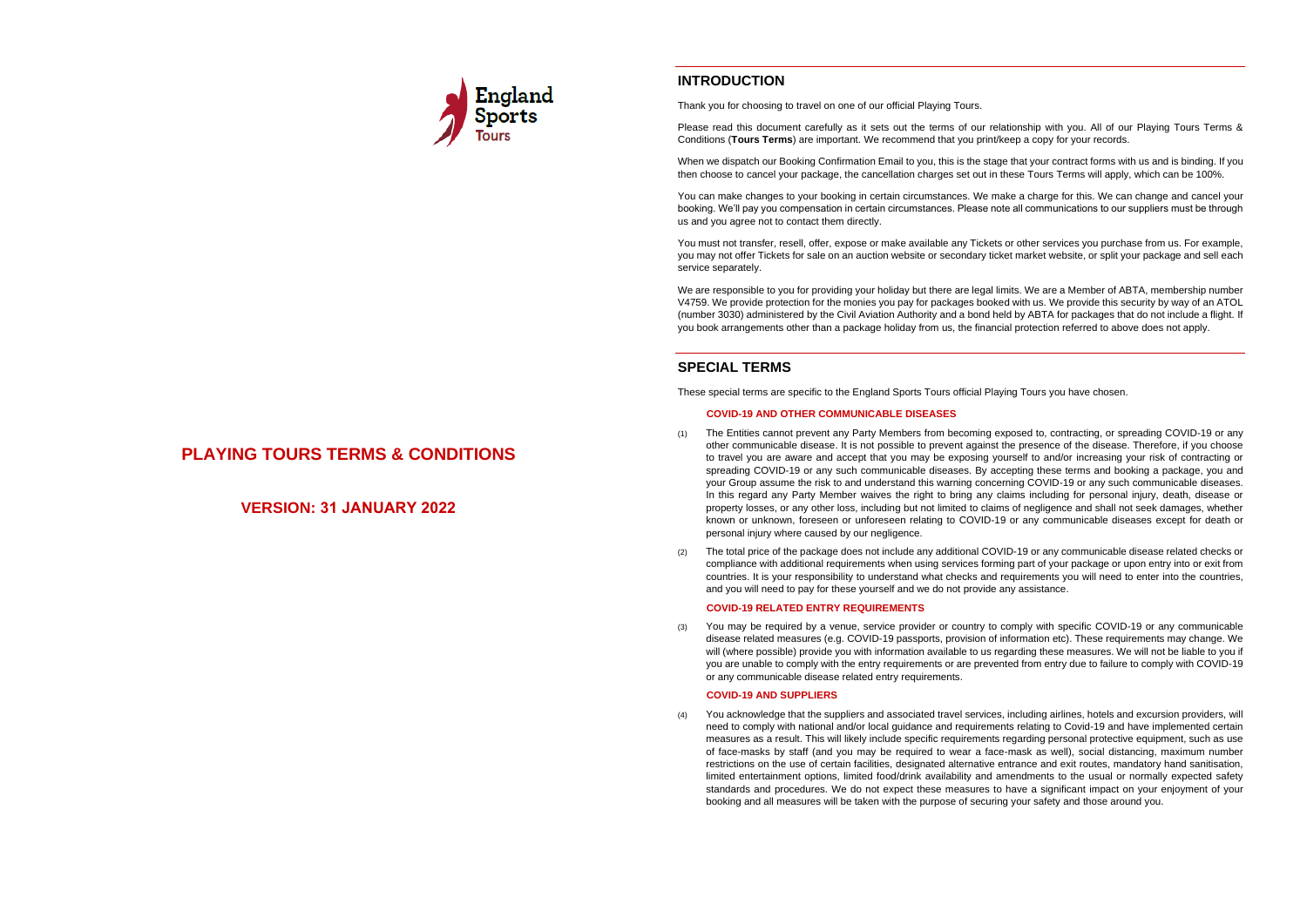England Sports Tours

# PLAYING TOURS TERMS & CONDITIONS

## VERSION: 31 JANUARY 2022

## INTRODUCTION

Thank you for choosing to travel on one of our official Playing Tours.

Please read this document carefully as it sets out the terms of our relationship with you. All of our Playing Tours Terms & Conditions (**Tours Terms**) are important. We recommend that you print/keep a copy for your records.

When we dispatch our Booking Confirmation Email to you, this is the stage that your contract forms with us and is binding. If you then choose to cancel your package, the cancellation charges set out in these Tours Terms will apply, which can be 100%.

You can make changes to your booking in certain circumstances. We make a charge for this. We can change and cancel your booking. We'll pay you compensation in certain circumstances. Please note all communications to our suppliers must be through us and you agree not to contact them directly.

You must not transfer, resell, offer, expose or make available any Tickets or other services you purchase from us. For example, you may not offer Tickets for sale on an auction website or secondary ticket market website, or split your package and sell each service separately.

We are responsible to you for providing your holiday but there are legal limits. We are a Member of ABTA, membership number V4759. We provide protection for the monies you pay for packages booked with us. We provide this security by way of an ATOL (number 3030) administered by the Civil Aviation Authority and a bond held by ABTA for packages that do not include a flight. If you book arrangements other than a package holiday from us, the financial protection referred to above does not apply.

## SPECIAL TERMS

These special terms are specific to the England Sports Tours official Playing Tours you have chosen.

### COVID-19 AND OTHER COMMUNICABLE DISEASES

(1) The Entities cannot prevent any Party Members from becoming exposed to, contracting, or spreading COVID-19 or any other communicable disease. It is not possible to prevent against the presence of the disease. Therefore, if you choose to travel you are aware and accept that you may be exposing yourself to and/or increasing your risk of contracting or spreading COVID-19 or any such communicable diseases. By accepting these terms and booking a package, you and your Group assume the risk to and understand this warning concerning COVID-19 or any such communicable diseases. In this regard any Party Member waives the right to bring any claims including for personal injury, death, disease or property losses, or any other loss, including but not limited to claims of negligence and shall not seek damages, whether known or unknown, foreseen or unforeseen relating to COVID-19 or any communicable diseases except for death or personal injury where caused by our negligence.

(2) The total price of the package does not include any additional COVID-19 or any communicable disease related checks or compliance with additional requirements when using services forming part of your package or upon entry into or exit from countries. It is your responsibility to understand what checks and requirements you will need to enter into the countries, and you will need to pay for these yourself and we do not provide any assistance.

### COVID-19 RELATED ENTRY REQUIREMENTS

(3) You may be required by a venue, service provider or country to comply with specific COVID-19 or any communicable disease related measures (e.g. COVID-19 passports, provision of information etc). These requirements may change. We will (where possible) provide you with information available to us regarding these measures. We will not be liable to you if you are unable to comply with the entry requirements or are prevented from entry due to failure to comply with COVID-19 or any communicable disease related entry requirements.

### COVID-19 AND SUPPLIERS

(4) You acknowledge that the suppliers and associated travel services, including airlines, hotels and excursion providers, will need to comply with national and/or local guidance and requirements relating to Covid-19 and have implemented certain measures as a result. This will likely include specific requirements regarding personal protective equipment, such as use of face-masks by staff (and you may be required to wear a face-mask as well), social distancing, maximum number restrictions on the use of certain facilities, designated alternative entrance and exit routes, mandatory hand sanitisation, limited entertainment options, limited food/drink availability and amendments to the usual or normally expected safety standards and procedures. We do not expect these measures to have a significant impact on your enjoyment of your booking and all measures will be taken with the purpose of securing your safety and those around you.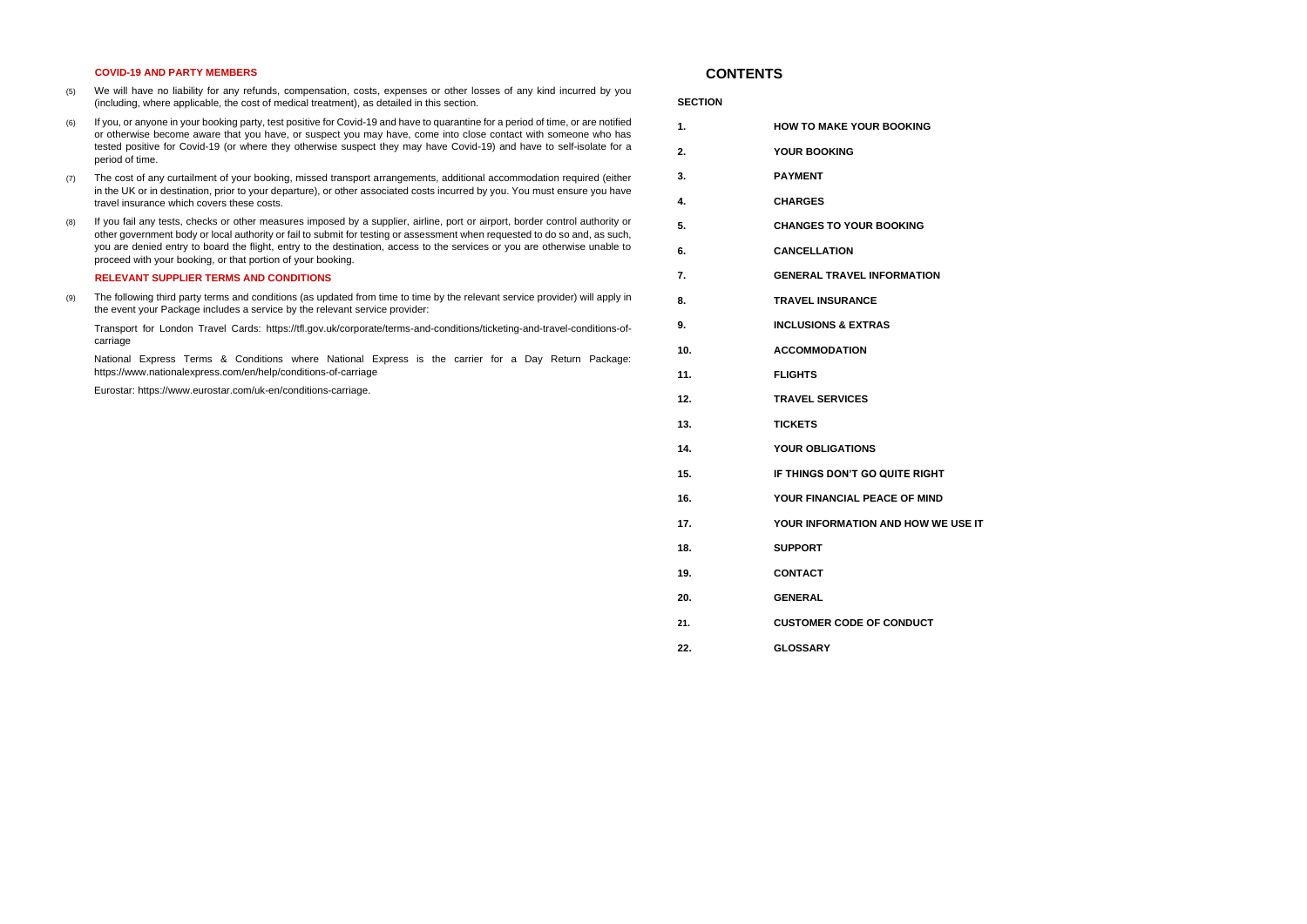## COVID-19 AND PARTY MEMBERS

(5) We will have no liability for any refunds, compensation, costs, expenses or other losses of any kind incurred by you (including, where applicable, the cost of medical treatment), as detailed in this section.

(6) If you, or anyone in your booking party, test positive for Covid-19 and have to quarantine for a period of time, or are notified or otherwise become aware that you have, or suspect you may have, come into close contact with someone who has tested positive for Covid-19 (or where they otherwise suspect they may have Covid-19) and have to self-isolate for a period of time.

(7) The cost of any curtailment of your booking, missed transport arrangements, additional accommodation required (either in the UK or in destination, prior to your departure), or other associated costs incurred by you. You must ensure you have travel insurance which covers these costs.

(8) If you fail any tests, checks or other measures imposed by a supplier, airline, port or airport, border control authority or other government body or local authority or fail to submit for testing or assessment when requested to do so and, as such, you are denied entry to board the flight, entry to the destination, access to the services or you are otherwise unable to proceed with your booking, or that portion of your booking.

## RELEVANT SUPPLIER TERMS AND CONDITIONS

(9) The following third party terms and conditions (as updated from time to time by the relevant service provider) will apply in the event your Package includes a service by the relevant service provider:

Transport for London Travel Cards: https://tfl.gov.uk/corporate/terms-and-conditions/ticketing-and-travel-conditions-of-carriage

National Express Terms & Conditions where National Express is the carrier for a Day Return Package: https://www.nationalexpress.com/en/help/conditions-of-carriage

Eurostar: https://www.eurostar.com/uk-en/conditions-carriage.

# CONTENTS

| SECTION | |
|---|---|
| 1. | HOW TO MAKE YOUR BOOKING |
| 2. | YOUR BOOKING |
| 3. | PAYMENT |
| 4. | CHARGES |
| 5. | CHANGES TO YOUR BOOKING |
| 6. | CANCELLATION |
| 7. | GENERAL TRAVEL INFORMATION |
| 8. | TRAVEL INSURANCE |
| 9. | INCLUSIONS & EXTRAS |
| 10. | ACCOMMODATION |
| 11. | FLIGHTS |
| 12. | TRAVEL SERVICES |
| 13. | TICKETS |
| 14. | YOUR OBLIGATIONS |
| 15. | IF THINGS DON'T GO QUITE RIGHT |
| 16. | YOUR FINANCIAL PEACE OF MIND |
| 17. | YOUR INFORMATION AND HOW WE USE IT |
| 18. | SUPPORT |
| 19. | CONTACT |
| 20. | GENERAL |
| 21. | CUSTOMER CODE OF CONDUCT |
| 22. | GLOSSARY |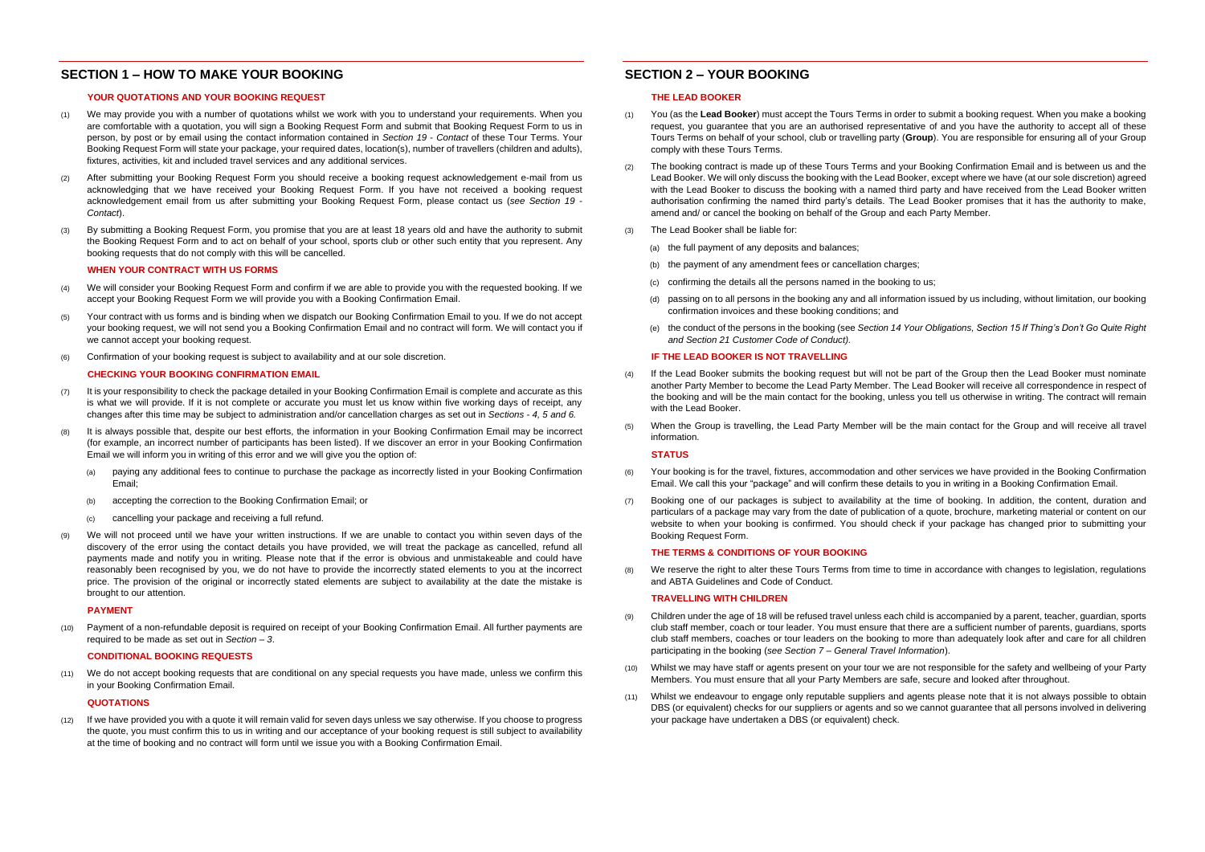## SECTION 1 – HOW TO MAKE YOUR BOOKING

### YOUR QUOTATIONS AND YOUR BOOKING REQUEST

(1) We may provide you with a number of quotations whilst we work with you to understand your requirements. When you are comfortable with a quotation, you will sign a Booking Request Form and submit that Booking Request Form to us in person, by post or by email using the contact information contained in *Section 19 - Contact* of these Tour Terms. Your Booking Request Form will state your package, your required dates, location(s), number of travellers (children and adults), fixtures, activities, kit and included travel services and any additional services.

(2) After submitting your Booking Request Form you should receive a booking request acknowledgement e-mail from us acknowledging that we have received your Booking Request Form. If you have not received a booking request acknowledgement email from us after submitting your Booking Request Form, please contact us (*see Section 19 - Contact*).

(3) By submitting a Booking Request Form, you promise that you are at least 18 years old and have the authority to submit the Booking Request Form and to act on behalf of your school, sports club or other such entity that you represent. Any booking requests that do not comply with this will be cancelled.

### WHEN YOUR CONTRACT WITH US FORMS

(4) We will consider your Booking Request Form and confirm if we are able to provide you with the requested booking. If we accept your Booking Request Form we will provide you with a Booking Confirmation Email.

(5) Your contract with us forms and is binding when we dispatch our Booking Confirmation Email to you. If we do not accept your booking request, we will not send you a Booking Confirmation Email and no contract will form. We will contact you if we cannot accept your booking request.

(6) Confirmation of your booking request is subject to availability and at our sole discretion.

### CHECKING YOUR BOOKING CONFIRMATION EMAIL

(7) It is your responsibility to check the package detailed in your Booking Confirmation Email is complete and accurate as this is what we will provide. If it is not complete or accurate you must let us know within five working days of receipt, any changes after this time may be subject to administration and/or cancellation charges as set out in *Sections - 4, 5 and 6.*

(8) It is always possible that, despite our best efforts, the information in your Booking Confirmation Email may be incorrect (for example, an incorrect number of participants has been listed). If we discover an error in your Booking Confirmation Email we will inform you in writing of this error and we will give you the option of:

- (a) paying any additional fees to continue to purchase the package as incorrectly listed in your Booking Confirmation Email;
- (b) accepting the correction to the Booking Confirmation Email; or
- (c) cancelling your package and receiving a full refund.

(9) We will not proceed until we have your written instructions. If we are unable to contact you within seven days of the discovery of the error using the contact details you have provided, we will treat the package as cancelled, refund all payments made and notify you in writing. Please note that if the error is obvious and unmistakeable and could have reasonably been recognised by you, we do not have to provide the incorrectly stated elements to you at the incorrect price. The provision of the original or incorrectly stated elements are subject to availability at the date the mistake is brought to our attention.

### PAYMENT

(10) Payment of a non-refundable deposit is required on receipt of your Booking Confirmation Email. All further payments are required to be made as set out in *Section – 3*.

### CONDITIONAL BOOKING REQUESTS

(11) We do not accept booking requests that are conditional on any special requests you have made, unless we confirm this in your Booking Confirmation Email.

### QUOTATIONS

(12) If we have provided you with a quote it will remain valid for seven days unless we say otherwise. If you choose to progress the quote, you must confirm this to us in writing and our acceptance of your booking request is still subject to availability at the time of booking and no contract will form until we issue you with a Booking Confirmation Email.

## SECTION 2 – YOUR BOOKING

### THE LEAD BOOKER

(1) You (as the **Lead Booker**) must accept the Tours Terms in order to submit a booking request. When you make a booking request, you guarantee that you are an authorised representative of and you have the authority to accept all of these Tours Terms on behalf of your school, club or travelling party (**Group**). You are responsible for ensuring all of your Group comply with these Tours Terms.

(2) The booking contract is made up of these Tours Terms and your Booking Confirmation Email and is between us and the Lead Booker. We will only discuss the booking with the Lead Booker, except where we have (at our sole discretion) agreed with the Lead Booker to discuss the booking with a named third party and have received from the Lead Booker written authorisation confirming the named third party's details. The Lead Booker promises that it has the authority to make, amend and/ or cancel the booking on behalf of the Group and each Party Member.

(3) The Lead Booker shall be liable for:

- (a) the full payment of any deposits and balances;
- (b) the payment of any amendment fees or cancellation charges;
- (c) confirming the details all the persons named in the booking to us;
- (d) passing on to all persons in the booking any and all information issued by us including, without limitation, our booking confirmation invoices and these booking conditions; and
- (e) the conduct of the persons in the booking (see *Section 14 Your Obligations, Section 15 If Thing's Don't Go Quite Right and Section 21 Customer Code of Conduct).*

### IF THE LEAD BOOKER IS NOT TRAVELLING

(4) If the Lead Booker submits the booking request but will not be part of the Group then the Lead Booker must nominate another Party Member to become the Lead Party Member. The Lead Booker will receive all correspondence in respect of the booking and will be the main contact for the booking, unless you tell us otherwise in writing. The contract will remain with the Lead Booker.

(5) When the Group is travelling, the Lead Party Member will be the main contact for the Group and will receive all travel information.

### STATUS

(6) Your booking is for the travel, fixtures, accommodation and other services we have provided in the Booking Confirmation Email. We call this your "package" and will confirm these details to you in writing in a Booking Confirmation Email.

(7) Booking one of our packages is subject to availability at the time of booking. In addition, the content, duration and particulars of a package may vary from the date of publication of a quote, brochure, marketing material or content on our website to when your booking is confirmed. You should check if your package has changed prior to submitting your Booking Request Form.

### THE TERMS & CONDITIONS OF YOUR BOOKING

(8) We reserve the right to alter these Tours Terms from time to time in accordance with changes to legislation, regulations and ABTA Guidelines and Code of Conduct.

### TRAVELLING WITH CHILDREN

(9) Children under the age of 18 will be refused travel unless each child is accompanied by a parent, teacher, guardian, sports club staff member, coach or tour leader. You must ensure that there are a sufficient number of parents, guardians, sports club staff members, coaches or tour leaders on the booking to more than adequately look after and care for all children participating in the booking (*see Section 7 – General Travel Information*).

(10) Whilst we may have staff or agents present on your tour we are not responsible for the safety and wellbeing of your Party Members. You must ensure that all your Party Members are safe, secure and looked after throughout.

(11) Whilst we endeavour to engage only reputable suppliers and agents please note that it is not always possible to obtain DBS (or equivalent) checks for our suppliers or agents and so we cannot guarantee that all persons involved in delivering your package have undertaken a DBS (or equivalent) check.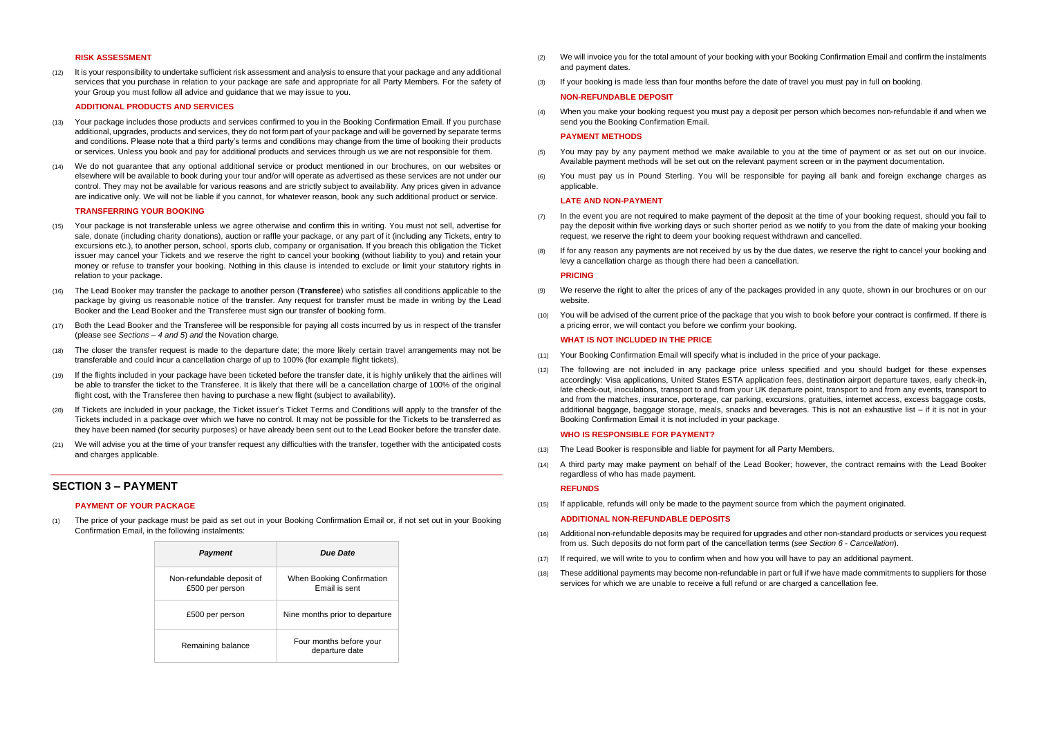#### RISK ASSESSMENT

(12) It is your responsibility to undertake sufficient risk assessment and analysis to ensure that your package and any additional services that you purchase in relation to your package are safe and appropriate for all Party Members. For the safety of your Group you must follow all advice and guidance that we may issue to you.

#### ADDITIONAL PRODUCTS AND SERVICES

(13) Your package includes those products and services confirmed to you in the Booking Confirmation Email. If you purchase additional, upgrades, products and services, they do not form part of your package and will be governed by separate terms and conditions. Please note that a third party's terms and conditions may change from the time of booking their products or services. Unless you book and pay for additional products and services through us we are not responsible for them.

(14) We do not guarantee that any optional additional service or product mentioned in our brochures, on our websites or elsewhere will be available to book during your tour and/or will operate as advertised as these services are not under our control. They may not be available for various reasons and are strictly subject to availability. Any prices given in advance are indicative only. We will not be liable if you cannot, for whatever reason, book any such additional product or service.

#### TRANSFERRING YOUR BOOKING

(15) Your package is not transferable unless we agree otherwise and confirm this in writing. You must not sell, advertise for sale, donate (including charity donations), auction or raffle your package, or any part of it (including any Tickets, entry to excursions etc.), to another person, school, sports club, company or organisation. If you breach this obligation the Ticket issuer may cancel your Tickets and we reserve the right to cancel your booking (without liability to you) and retain your money or refuse to transfer your booking. Nothing in this clause is intended to exclude or limit your statutory rights in relation to your package.

(16) The Lead Booker may transfer the package to another person (**Transferee**) who satisfies all conditions applicable to the package by giving us reasonable notice of the transfer. Any request for transfer must be made in writing by the Lead Booker and the Lead Booker and the Transferee must sign our transfer of booking form.

(17) Both the Lead Booker and the Transferee will be responsible for paying all costs incurred by us in respect of the transfer (please see *Sections – 4 and 5*) *and* the Novation charge*.*

(18) The closer the transfer request is made to the departure date; the more likely certain travel arrangements may not be transferable and could incur a cancellation charge of up to 100% (for example flight tickets).

(19) If the flights included in your package have been ticketed before the transfer date, it is highly unlikely that the airlines will be able to transfer the ticket to the Transferee. It is likely that there will be a cancellation charge of 100% of the original flight cost, with the Transferee then having to purchase a new flight (subject to availability).

(20) If Tickets are included in your package, the Ticket issuer's Ticket Terms and Conditions will apply to the transfer of the Tickets included in a package over which we have no control. It may not be possible for the Tickets to be transferred as they have been named (for security purposes) or have already been sent out to the Lead Booker before the transfer date.

(21) We will advise you at the time of your transfer request any difficulties with the transfer, together with the anticipated costs and charges applicable.

## SECTION 3 – PAYMENT

#### PAYMENT OF YOUR PACKAGE

(1) The price of your package must be paid as set out in your Booking Confirmation Email or, if not set out in your Booking Confirmation Email, in the following instalments:

| *Payment* | *Due Date* |
|---|---|
| Non-refundable deposit of £500 per person | When Booking Confirmation Email is sent |
| £500 per person | Nine months prior to departure |
| Remaining balance | Four months before your departure date |

(2) We will invoice you for the total amount of your booking with your Booking Confirmation Email and confirm the instalments and payment dates.

(3) If your booking is made less than four months before the date of travel you must pay in full on booking.

#### NON-REFUNDABLE DEPOSIT

(4) When you make your booking request you must pay a deposit per person which becomes non-refundable if and when we send you the Booking Confirmation Email.

#### PAYMENT METHODS

(5) You may pay by any payment method we make available to you at the time of payment or as set out on our invoice. Available payment methods will be set out on the relevant payment screen or in the payment documentation.

(6) You must pay us in Pound Sterling. You will be responsible for paying all bank and foreign exchange charges as applicable.

#### LATE AND NON-PAYMENT

(7) In the event you are not required to make payment of the deposit at the time of your booking request, should you fail to pay the deposit within five working days or such shorter period as we notify to you from the date of making your booking request, we reserve the right to deem your booking request withdrawn and cancelled.

(8) If for any reason any payments are not received by us by the due dates, we reserve the right to cancel your booking and levy a cancellation charge as though there had been a cancellation.

#### PRICING

(9) We reserve the right to alter the prices of any of the packages provided in any quote, shown in our brochures or on our website.

(10) You will be advised of the current price of the package that you wish to book before your contract is confirmed. If there is a pricing error, we will contact you before we confirm your booking.

#### WHAT IS NOT INCLUDED IN THE PRICE

(11) Your Booking Confirmation Email will specify what is included in the price of your package.

(12) The following are not included in any package price unless specified and you should budget for these expenses accordingly: Visa applications, United States ESTA application fees, destination airport departure taxes, early check-in, late check-out, inoculations, transport to and from your UK departure point, transport to and from any events, transport to and from the matches, insurance, porterage, car parking, excursions, gratuities, internet access, excess baggage costs, additional baggage, baggage storage, meals, snacks and beverages. This is not an exhaustive list – if it is not in your Booking Confirmation Email it is not included in your package.

#### WHO IS RESPONSIBLE FOR PAYMENT?

(13) The Lead Booker is responsible and liable for payment for all Party Members.

(14) A third party may make payment on behalf of the Lead Booker; however, the contract remains with the Lead Booker regardless of who has made payment.

#### REFUNDS

(15) If applicable, refunds will only be made to the payment source from which the payment originated.

#### ADDITIONAL NON-REFUNDABLE DEPOSITS

(16) Additional non-refundable deposits may be required for upgrades and other non-standard products or services you request from us. Such deposits do not form part of the cancellation terms (*see Section 6 - Cancellation*).

(17) If required, we will write to you to confirm when and how you will have to pay an additional payment.

(18) These additional payments may become non-refundable in part or full if we have made commitments to suppliers for those services for which we are unable to receive a full refund or are charged a cancellation fee.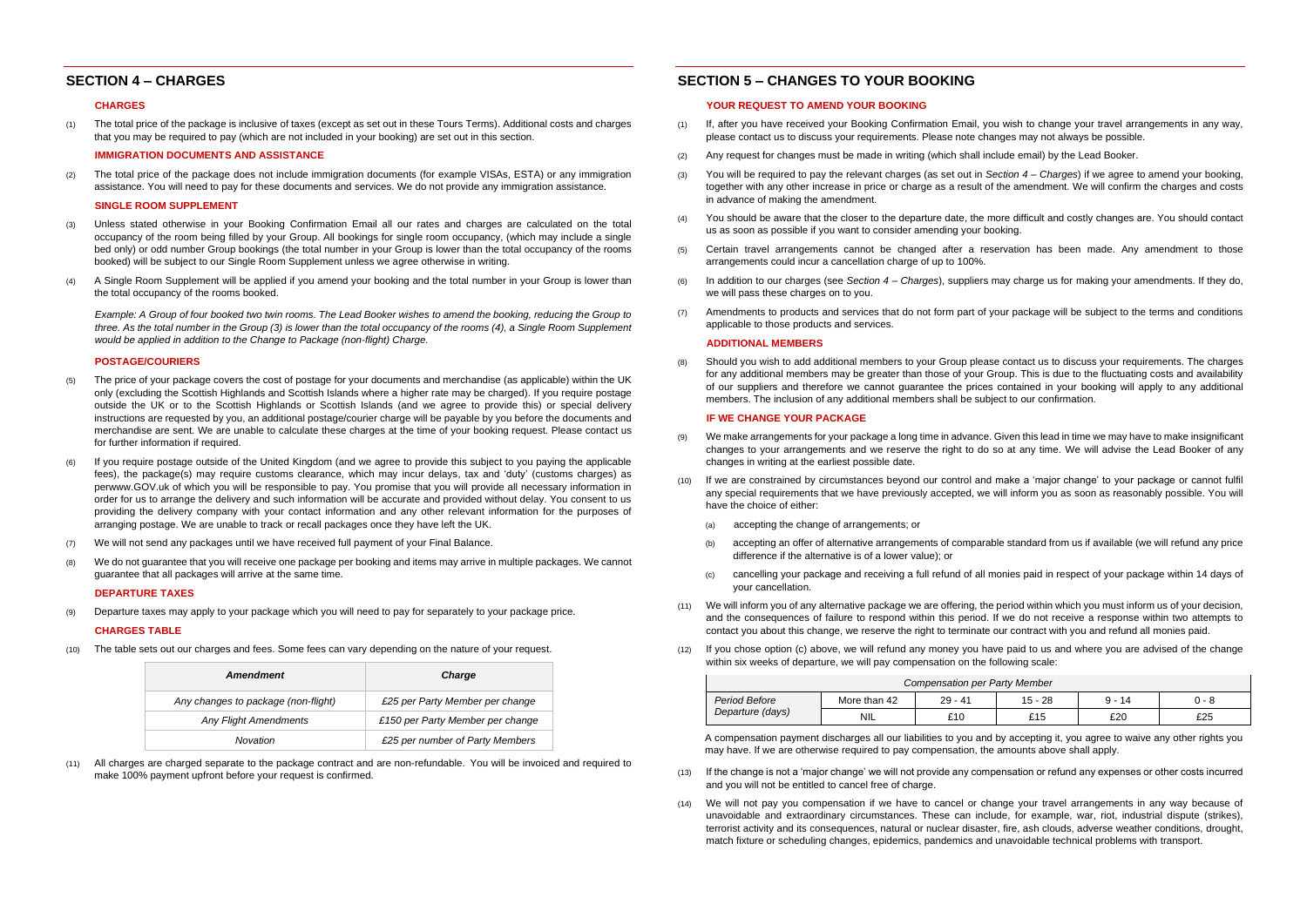## SECTION 4 – CHARGES

### CHARGES

(1) The total price of the package is inclusive of taxes (except as set out in these Tours Terms). Additional costs and charges that you may be required to pay (which are not included in your booking) are set out in this section.

### IMMIGRATION DOCUMENTS AND ASSISTANCE

(2) The total price of the package does not include immigration documents (for example VISAs, ESTA) or any immigration assistance. You will need to pay for these documents and services. We do not provide any immigration assistance.

### SINGLE ROOM SUPPLEMENT

(3) Unless stated otherwise in your Booking Confirmation Email all our rates and charges are calculated on the total occupancy of the room being filled by your Group. All bookings for single room occupancy, (which may include a single bed only) or odd number Group bookings (the total number in your Group is lower than the total occupancy of the rooms booked) will be subject to our Single Room Supplement unless we agree otherwise in writing.

(4) A Single Room Supplement will be applied if you amend your booking and the total number in your Group is lower than the total occupancy of the rooms booked.

*Example: A Group of four booked two twin rooms. The Lead Booker wishes to amend the booking, reducing the Group to three. As the total number in the Group (3) is lower than the total occupancy of the rooms (4), a Single Room Supplement would be applied in addition to the Change to Package (non-flight) Charge.*

### POSTAGE/COURIERS

(5) The price of your package covers the cost of postage for your documents and merchandise (as applicable) within the UK only (excluding the Scottish Highlands and Scottish Islands where a higher rate may be charged). If you require postage outside the UK or to the Scottish Highlands or Scottish Islands (and we agree to provide this) or special delivery instructions are requested by you, an additional postage/courier charge will be payable by you before the documents and merchandise are sent. We are unable to calculate these charges at the time of your booking request. Please contact us for further information if required.

(6) If you require postage outside of the United Kingdom (and we agree to provide this subject to you paying the applicable fees), the package(s) may require customs clearance, which may incur delays, tax and 'duty' (customs charges) as perwww.GOV.uk of which you will be responsible to pay. You promise that you will provide all necessary information in order for us to arrange the delivery and such information will be accurate and provided without delay. You consent to us providing the delivery company with your contact information and any other relevant information for the purposes of arranging postage. We are unable to track or recall packages once they have left the UK.

(7) We will not send any packages until we have received full payment of your Final Balance.

(8) We do not guarantee that you will receive one package per booking and items may arrive in multiple packages. We cannot guarantee that all packages will arrive at the same time.

### DEPARTURE TAXES

(9) Departure taxes may apply to your package which you will need to pay for separately to your package price.

### CHARGES TABLE

(10) The table sets out our charges and fees. Some fees can vary depending on the nature of your request.

| *Amendment* | *Charge* |
|---|---|
| *Any changes to package (non-flight)* | *£25 per Party Member per change* |
| *Any Flight Amendments* | *£150 per Party Member per change* |
| *Novation* | *£25 per number of Party Members* |

(11) All charges are charged separate to the package contract and are non-refundable. You will be invoiced and required to make 100% payment upfront before your request is confirmed.

## SECTION 5 – CHANGES TO YOUR BOOKING

### YOUR REQUEST TO AMEND YOUR BOOKING

(1) If, after you have received your Booking Confirmation Email, you wish to change your travel arrangements in any way, please contact us to discuss your requirements. Please note changes may not always be possible.

(2) Any request for changes must be made in writing (which shall include email) by the Lead Booker.

(3) You will be required to pay the relevant charges (as set out in *Section 4 – Charges*) if we agree to amend your booking, together with any other increase in price or charge as a result of the amendment. We will confirm the charges and costs in advance of making the amendment.

(4) You should be aware that the closer to the departure date, the more difficult and costly changes are. You should contact us as soon as possible if you want to consider amending your booking.

(5) Certain travel arrangements cannot be changed after a reservation has been made. Any amendment to those arrangements could incur a cancellation charge of up to 100%.

(6) In addition to our charges (see *Section 4 – Charges*), suppliers may charge us for making your amendments. If they do, we will pass these charges on to you.

(7) Amendments to products and services that do not form part of your package will be subject to the terms and conditions applicable to those products and services.

### ADDITIONAL MEMBERS

(8) Should you wish to add additional members to your Group please contact us to discuss your requirements. The charges for any additional members may be greater than those of your Group. This is due to the fluctuating costs and availability of our suppliers and therefore we cannot guarantee the prices contained in your booking will apply to any additional members. The inclusion of any additional members shall be subject to our confirmation.

### IF WE CHANGE YOUR PACKAGE

(9) We make arrangements for your package a long time in advance. Given this lead in time we may have to make insignificant changes to your arrangements and we reserve the right to do so at any time. We will advise the Lead Booker of any changes in writing at the earliest possible date.

(10) If we are constrained by circumstances beyond our control and make a 'major change' to your package or cannot fulfil any special requirements that we have previously accepted, we will inform you as soon as reasonably possible. You will have the choice of either:

- (a) accepting the change of arrangements; or
- (b) accepting an offer of alternative arrangements of comparable standard from us if available (we will refund any price difference if the alternative is of a lower value); or
- (c) cancelling your package and receiving a full refund of all monies paid in respect of your package within 14 days of your cancellation.

(11) We will inform you of any alternative package we are offering, the period within which you must inform us of your decision, and the consequences of failure to respond within this period. If we do not receive a response within two attempts to contact you about this change, we reserve the right to terminate our contract with you and refund all monies paid.

(12) If you chose option (c) above, we will refund any money you have paid to us and where you are advised of the change within six weeks of departure, we will pay compensation on the following scale:

| *Compensation per Party Member* | | | | | |
|---|---|---|---|---|---|
| *Period Before Departure (days)* | More than 42 | 29 - 41 | 15 - 28 | 9 - 14 | 0 - 8 |
| | NIL | £10 | £15 | £20 | £25 |

A compensation payment discharges all our liabilities to you and by accepting it, you agree to waive any other rights you may have. If we are otherwise required to pay compensation, the amounts above shall apply.

(13) If the change is not a 'major change' we will not provide any compensation or refund any expenses or other costs incurred and you will not be entitled to cancel free of charge.

(14) We will not pay you compensation if we have to cancel or change your travel arrangements in any way because of unavoidable and extraordinary circumstances. These can include, for example, war, riot, industrial dispute (strikes), terrorist activity and its consequences, natural or nuclear disaster, fire, ash clouds, adverse weather conditions, drought, match fixture or scheduling changes, epidemics, pandemics and unavoidable technical problems with transport.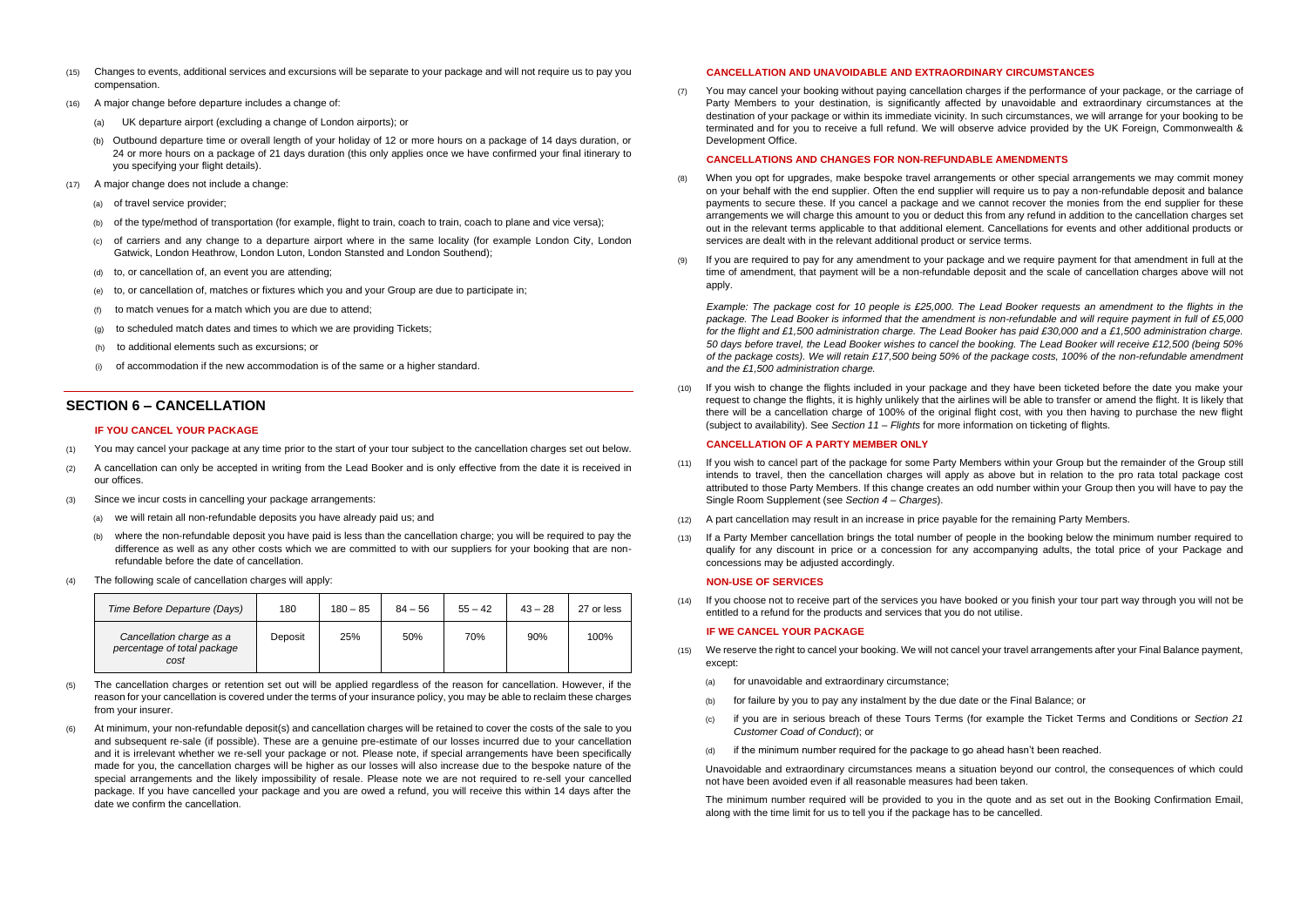(15) Changes to events, additional services and excursions will be separate to your package and will not require us to pay you compensation.

(16) A major change before departure includes a change of:

(a) UK departure airport (excluding a change of London airports); or

(b) Outbound departure time or overall length of your holiday of 12 or more hours on a package of 14 days duration, or 24 or more hours on a package of 21 days duration (this only applies once we have confirmed your final itinerary to you specifying your flight details).

(17) A major change does not include a change:

(a) of travel service provider;

(b) of the type/method of transportation (for example, flight to train, coach to train, coach to plane and vice versa);

(c) of carriers and any change to a departure airport where in the same locality (for example London City, London Gatwick, London Heathrow, London Luton, London Stansted and London Southend);

(d) to, or cancellation of, an event you are attending;

(e) to, or cancellation of, matches or fixtures which you and your Group are due to participate in;

(f) to match venues for a match which you are due to attend;

(g) to scheduled match dates and times to which we are providing Tickets;

(h) to additional elements such as excursions; or

(i) of accommodation if the new accommodation is of the same or a higher standard.

## SECTION 6 – CANCELLATION

### IF YOU CANCEL YOUR PACKAGE

(1) You may cancel your package at any time prior to the start of your tour subject to the cancellation charges set out below.

(2) A cancellation can only be accepted in writing from the Lead Booker and is only effective from the date it is received in our offices.

(3) Since we incur costs in cancelling your package arrangements:

(a) we will retain all non-refundable deposits you have already paid us; and

(b) where the non-refundable deposit you have paid is less than the cancellation charge; you will be required to pay the difference as well as any other costs which we are committed to with our suppliers for your booking that are non-refundable before the date of cancellation.

(4) The following scale of cancellation charges will apply:

| *Time Before Departure (Days)* | 180 | 180 – 85 | 84 – 56 | 55 – 42 | 43 – 28 | 27 or less |
|---|---|---|---|---|---|---|
| *Cancellation charge as a percentage of total package cost* | Deposit | 25% | 50% | 70% | 90% | 100% |

(5) The cancellation charges or retention set out will be applied regardless of the reason for cancellation. However, if the reason for your cancellation is covered under the terms of your insurance policy, you may be able to reclaim these charges from your insurer.

(6) At minimum, your non-refundable deposit(s) and cancellation charges will be retained to cover the costs of the sale to you and subsequent re-sale (if possible). These are a genuine pre-estimate of our losses incurred due to your cancellation and it is irrelevant whether we re-sell your package or not. Please note, if special arrangements have been specifically made for you, the cancellation charges will be higher as our losses will also increase due to the bespoke nature of the special arrangements and the likely impossibility of resale. Please note we are not required to re-sell your cancelled package. If you have cancelled your package and you are owed a refund, you will receive this within 14 days after the date we confirm the cancellation.

### CANCELLATION AND UNAVOIDABLE AND EXTRAORDINARY CIRCUMSTANCES

(7) You may cancel your booking without paying cancellation charges if the performance of your package, or the carriage of Party Members to your destination, is significantly affected by unavoidable and extraordinary circumstances at the destination of your package or within its immediate vicinity. In such circumstances, we will arrange for your booking to be terminated and for you to receive a full refund. We will observe advice provided by the UK Foreign, Commonwealth & Development Office.

### CANCELLATIONS AND CHANGES FOR NON-REFUNDABLE AMENDMENTS

(8) When you opt for upgrades, make bespoke travel arrangements or other special arrangements we may commit money on your behalf with the end supplier. Often the end supplier will require us to pay a non-refundable deposit and balance payments to secure these. If you cancel a package and we cannot recover the monies from the end supplier for these arrangements we will charge this amount to you or deduct this from any refund in addition to the cancellation charges set out in the relevant terms applicable to that additional element. Cancellations for events and other additional products or services are dealt with in the relevant additional product or service terms.

(9) If you are required to pay for any amendment to your package and we require payment for that amendment in full at the time of amendment, that payment will be a non-refundable deposit and the scale of cancellation charges above will not apply.

*Example: The package cost for 10 people is £25,000. The Lead Booker requests an amendment to the flights in the package. The Lead Booker is informed that the amendment is non-refundable and will require payment in full of £5,000 for the flight and £1,500 administration charge. The Lead Booker has paid £30,000 and a £1,500 administration charge. 50 days before travel, the Lead Booker wishes to cancel the booking. The Lead Booker will receive £12,500 (being 50% of the package costs). We will retain £17,500 being 50% of the package costs, 100% of the non-refundable amendment and the £1,500 administration charge.*

(10) If you wish to change the flights included in your package and they have been ticketed before the date you make your request to change the flights, it is highly unlikely that the airlines will be able to transfer or amend the flight. It is likely that there will be a cancellation charge of 100% of the original flight cost, with you then having to purchase the new flight (subject to availability). See *Section 11 – Flights* for more information on ticketing of flights.

### CANCELLATION OF A PARTY MEMBER ONLY

(11) If you wish to cancel part of the package for some Party Members within your Group but the remainder of the Group still intends to travel, then the cancellation charges will apply as above but in relation to the pro rata total package cost attributed to those Party Members. If this change creates an odd number within your Group then you will have to pay the Single Room Supplement (see *Section 4 – Charges*).

(12) A part cancellation may result in an increase in price payable for the remaining Party Members.

(13) If a Party Member cancellation brings the total number of people in the booking below the minimum number required to qualify for any discount in price or a concession for any accompanying adults, the total price of your Package and concessions may be adjusted accordingly.

### NON-USE OF SERVICES

(14) If you choose not to receive part of the services you have booked or you finish your tour part way through you will not be entitled to a refund for the products and services that you do not utilise.

### IF WE CANCEL YOUR PACKAGE

(15) We reserve the right to cancel your booking. We will not cancel your travel arrangements after your Final Balance payment, except:

(a) for unavoidable and extraordinary circumstance;

(b) for failure by you to pay any instalment by the due date or the Final Balance; or

(c) if you are in serious breach of these Tours Terms (for example the Ticket Terms and Conditions or *Section 21 Customer Coad of Conduct*); or

(d) if the minimum number required for the package to go ahead hasn't been reached.

Unavoidable and extraordinary circumstances means a situation beyond our control, the consequences of which could not have been avoided even if all reasonable measures had been taken.

The minimum number required will be provided to you in the quote and as set out in the Booking Confirmation Email, along with the time limit for us to tell you if the package has to be cancelled.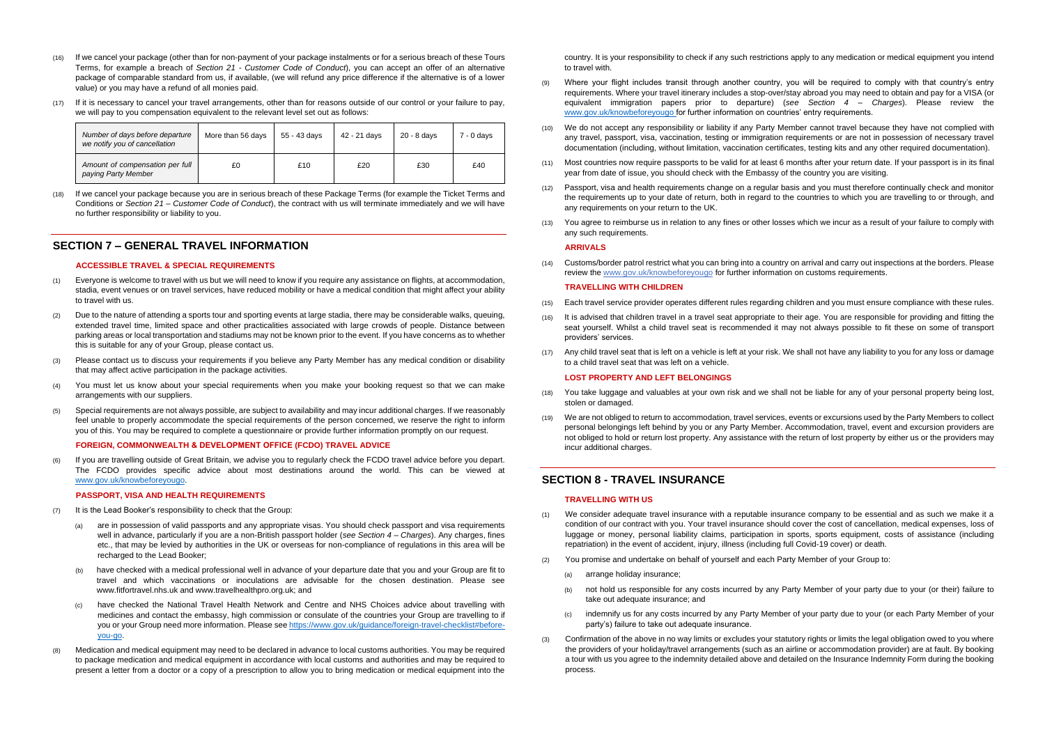(16) If we cancel your package (other than for non-payment of your package instalments or for a serious breach of these Tours Terms, for example a breach of *Section 21 - Customer Code of Conduct*), you can accept an offer of an alternative package of comparable standard from us, if available, (we will refund any price difference if the alternative is of a lower value) or you may have a refund of all monies paid.

(17) If it is necessary to cancel your travel arrangements, other than for reasons outside of our control or your failure to pay, we will pay to you compensation equivalent to the relevant level set out as follows:

| *Number of days before departure we notify you of cancellation* | More than 56 days | 55 - 43 days | 42 - 21 days | 20 - 8 days | 7 - 0 days |
|---|---|---|---|---|---|
| *Amount of compensation per full paying Party Member* | £0 | £10 | £20 | £30 | £40 |

(18) If we cancel your package because you are in serious breach of these Package Terms (for example the Ticket Terms and Conditions or *Section 21 – Customer Code of Conduct*), the contract with us will terminate immediately and we will have no further responsibility or liability to you.

## SECTION 7 – GENERAL TRAVEL INFORMATION

### ACCESSIBLE TRAVEL & SPECIAL REQUIREMENTS

(1) Everyone is welcome to travel with us but we will need to know if you require any assistance on flights, at accommodation, stadia, event venues or on travel services, have reduced mobility or have a medical condition that might affect your ability to travel with us.

(2) Due to the nature of attending a sports tour and sporting events at large stadia, there may be considerable walks, queuing, extended travel time, limited space and other practicalities associated with large crowds of people. Distance between parking areas or local transportation and stadiums may not be known prior to the event. If you have concerns as to whether this is suitable for any of your Group, please contact us.

(3) Please contact us to discuss your requirements if you believe any Party Member has any medical condition or disability that may affect active participation in the package activities.

(4) You must let us know about your special requirements when you make your booking request so that we can make arrangements with our suppliers.

(5) Special requirements are not always possible, are subject to availability and may incur additional charges. If we reasonably feel unable to properly accommodate the special requirements of the person concerned, we reserve the right to inform you of this. You may be required to complete a questionnaire or provide further information promptly on our request.

### FOREIGN, COMMONWEALTH & DEVELOPMENT OFFICE (FCDO) TRAVEL ADVICE

(6) If you are travelling outside of Great Britain, we advise you to regularly check the FCDO travel advice before you depart. The FCDO provides specific advice about most destinations around the world. This can be viewed at www.gov.uk/knowbeforeyougo.

### PASSPORT, VISA AND HEALTH REQUIREMENTS

(7) It is the Lead Booker's responsibility to check that the Group:

(a) are in possession of valid passports and any appropriate visas. You should check passport and visa requirements well in advance, particularly if you are a non-British passport holder (*see Section 4 – Charges*). Any charges, fines etc., that may be levied by authorities in the UK or overseas for non-compliance of regulations in this area will be recharged to the Lead Booker;

(b) have checked with a medical professional well in advance of your departure date that you and your Group are fit to travel and which vaccinations or inoculations are advisable for the chosen destination. Please see www.fitfortravel.nhs.uk and www.travelhealthpro.org.uk; and

(c) have checked the National Travel Health Network and Centre and NHS Choices advice about travelling with medicines and contact the embassy, high commission or consulate of the countries your Group are travelling to if you or your Group need more information. Please see https://www.gov.uk/guidance/foreign-travel-checklist#before-you-go.

(8) Medication and medical equipment may need to be declared in advance to local customs authorities. You may be required to package medication and medical equipment in accordance with local customs and authorities and may be required to present a letter from a doctor or a copy of a prescription to allow you to bring medication or medical equipment into the country. It is your responsibility to check if any such restrictions apply to any medication or medical equipment you intend to travel with.

(9) Where your flight includes transit through another country, you will be required to comply with that country's entry requirements. Where your travel itinerary includes a stop-over/stay abroad you may need to obtain and pay for a VISA (or equivalent immigration papers prior to departure) (*see Section 4 – Charges*). Please review the www.gov.uk/knowbeforeyougo for further information on countries' entry requirements.

(10) We do not accept any responsibility or liability if any Party Member cannot travel because they have not complied with any travel, passport, visa, vaccination, testing or immigration requirements or are not in possession of necessary travel documentation (including, without limitation, vaccination certificates, testing kits and any other required documentation).

(11) Most countries now require passports to be valid for at least 6 months after your return date. If your passport is in its final year from date of issue, you should check with the Embassy of the country you are visiting.

(12) Passport, visa and health requirements change on a regular basis and you must therefore continually check and monitor the requirements up to your date of return, both in regard to the countries to which you are travelling to or through, and any requirements on your return to the UK.

(13) You agree to reimburse us in relation to any fines or other losses which we incur as a result of your failure to comply with any such requirements.

### ARRIVALS

(14) Customs/border patrol restrict what you can bring into a country on arrival and carry out inspections at the borders. Please review the www.gov.uk/knowbeforeyougo for further information on customs requirements.

### TRAVELLING WITH CHILDREN

(15) Each travel service provider operates different rules regarding children and you must ensure compliance with these rules.

(16) It is advised that children travel in a travel seat appropriate to their age. You are responsible for providing and fitting the seat yourself. Whilst a child travel seat is recommended it may not always possible to fit these on some of transport providers' services.

(17) Any child travel seat that is left on a vehicle is left at your risk. We shall not have any liability to you for any loss or damage to a child travel seat that was left on a vehicle.

### LOST PROPERTY AND LEFT BELONGINGS

(18) You take luggage and valuables at your own risk and we shall not be liable for any of your personal property being lost, stolen or damaged.

(19) We are not obliged to return to accommodation, travel services, events or excursions used by the Party Members to collect personal belongings left behind by you or any Party Member. Accommodation, travel, event and excursion providers are not obliged to hold or return lost property. Any assistance with the return of lost property by either us or the providers may incur additional charges.

## SECTION 8 - TRAVEL INSURANCE

### TRAVELLING WITH US

(1) We consider adequate travel insurance with a reputable insurance company to be essential and as such we make it a condition of our contract with you. Your travel insurance should cover the cost of cancellation, medical expenses, loss of luggage or money, personal liability claims, participation in sports, sports equipment, costs of assistance (including repatriation) in the event of accident, injury, illness (including full Covid-19 cover) or death.

(2) You promise and undertake on behalf of yourself and each Party Member of your Group to:

(a) arrange holiday insurance;

(b) not hold us responsible for any costs incurred by any Party Member of your party due to your (or their) failure to take out adequate insurance; and

(c) indemnify us for any costs incurred by any Party Member of your party due to your (or each Party Member of your party's) failure to take out adequate insurance.

(3) Confirmation of the above in no way limits or excludes your statutory rights or limits the legal obligation owed to you where the providers of your holiday/travel arrangements (such as an airline or accommodation provider) are at fault. By booking a tour with us you agree to the indemnity detailed above and detailed on the Insurance Indemnity Form during the booking process.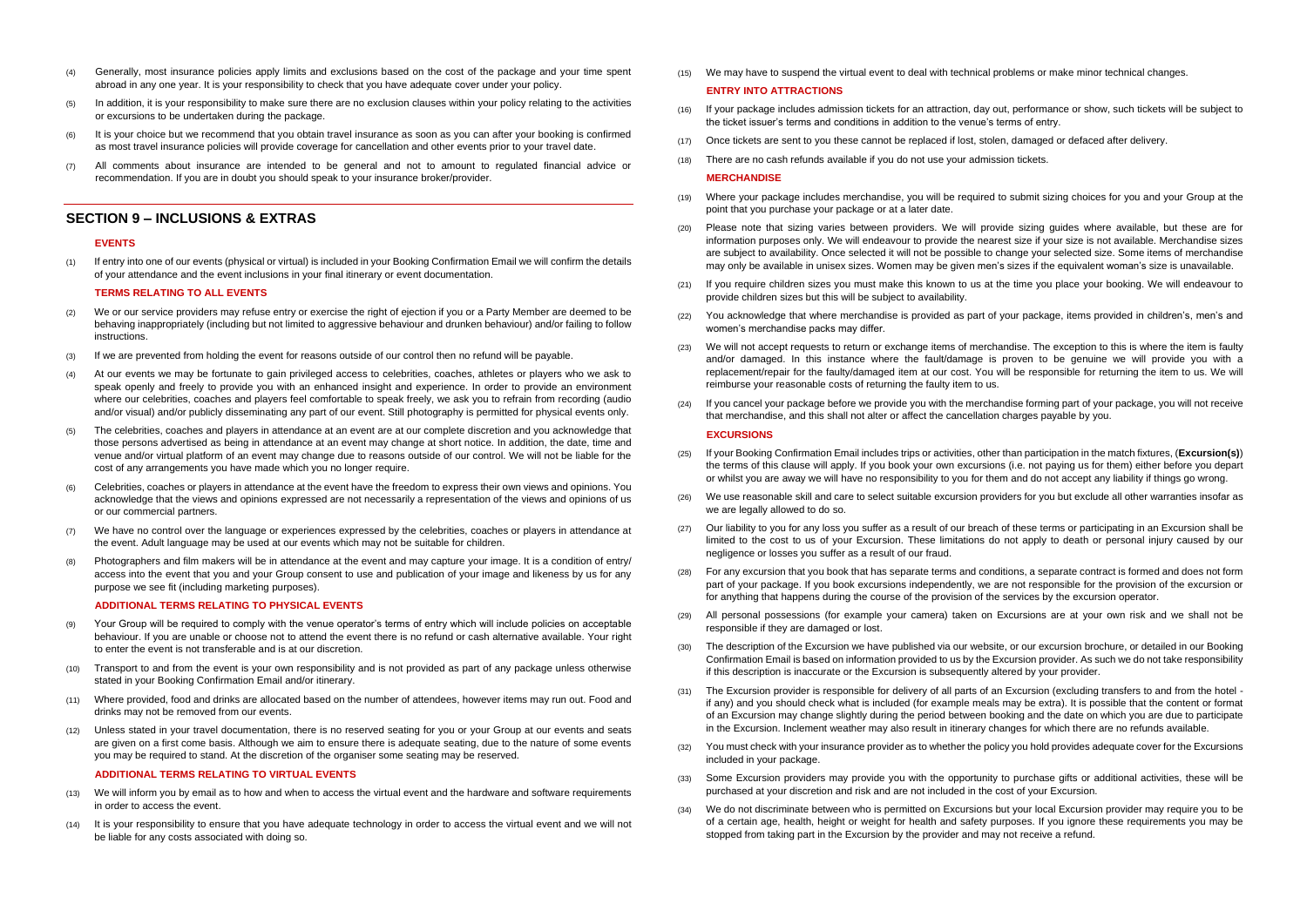(4) Generally, most insurance policies apply limits and exclusions based on the cost of the package and your time spent abroad in any one year. It is your responsibility to check that you have adequate cover under your policy.

(5) In addition, it is your responsibility to make sure there are no exclusion clauses within your policy relating to the activities or excursions to be undertaken during the package.

(6) It is your choice but we recommend that you obtain travel insurance as soon as you can after your booking is confirmed as most travel insurance policies will provide coverage for cancellation and other events prior to your travel date.

(7) All comments about insurance are intended to be general and not to amount to regulated financial advice or recommendation. If you are in doubt you should speak to your insurance broker/provider.

## SECTION 9 – INCLUSIONS & EXTRAS

### EVENTS

(1) If entry into one of our events (physical or virtual) is included in your Booking Confirmation Email we will confirm the details of your attendance and the event inclusions in your final itinerary or event documentation.

### TERMS RELATING TO ALL EVENTS

(2) We or our service providers may refuse entry or exercise the right of ejection if you or a Party Member are deemed to be behaving inappropriately (including but not limited to aggressive behaviour and drunken behaviour) and/or failing to follow instructions.

(3) If we are prevented from holding the event for reasons outside of our control then no refund will be payable.

(4) At our events we may be fortunate to gain privileged access to celebrities, coaches, athletes or players who we ask to speak openly and freely to provide you with an enhanced insight and experience. In order to provide an environment where our celebrities, coaches and players feel comfortable to speak freely, we ask you to refrain from recording (audio and/or visual) and/or publicly disseminating any part of our event. Still photography is permitted for physical events only.

(5) The celebrities, coaches and players in attendance at an event are at our complete discretion and you acknowledge that those persons advertised as being in attendance at an event may change at short notice. In addition, the date, time and venue and/or virtual platform of an event may change due to reasons outside of our control. We will not be liable for the cost of any arrangements you have made which you no longer require.

(6) Celebrities, coaches or players in attendance at the event have the freedom to express their own views and opinions. You acknowledge that the views and opinions expressed are not necessarily a representation of the views and opinions of us or our commercial partners.

(7) We have no control over the language or experiences expressed by the celebrities, coaches or players in attendance at the event. Adult language may be used at our events which may not be suitable for children.

(8) Photographers and film makers will be in attendance at the event and may capture your image. It is a condition of entry/ access into the event that you and your Group consent to use and publication of your image and likeness by us for any purpose we see fit (including marketing purposes).

### ADDITIONAL TERMS RELATING TO PHYSICAL EVENTS

(9) Your Group will be required to comply with the venue operator's terms of entry which will include policies on acceptable behaviour. If you are unable or choose not to attend the event there is no refund or cash alternative available. Your right to enter the event is not transferable and is at our discretion.

(10) Transport to and from the event is your own responsibility and is not provided as part of any package unless otherwise stated in your Booking Confirmation Email and/or itinerary.

(11) Where provided, food and drinks are allocated based on the number of attendees, however items may run out. Food and drinks may not be removed from our events.

(12) Unless stated in your travel documentation, there is no reserved seating for you or your Group at our events and seats are given on a first come basis. Although we aim to ensure there is adequate seating, due to the nature of some events you may be required to stand. At the discretion of the organiser some seating may be reserved.

### ADDITIONAL TERMS RELATING TO VIRTUAL EVENTS

(13) We will inform you by email as to how and when to access the virtual event and the hardware and software requirements in order to access the event.

(14) It is your responsibility to ensure that you have adequate technology in order to access the virtual event and we will not be liable for any costs associated with doing so.

(15) We may have to suspend the virtual event to deal with technical problems or make minor technical changes.

### ENTRY INTO ATTRACTIONS

(16) If your package includes admission tickets for an attraction, day out, performance or show, such tickets will be subject to the ticket issuer's terms and conditions in addition to the venue's terms of entry.

(17) Once tickets are sent to you these cannot be replaced if lost, stolen, damaged or defaced after delivery.

(18) There are no cash refunds available if you do not use your admission tickets.

### MERCHANDISE

(19) Where your package includes merchandise, you will be required to submit sizing choices for you and your Group at the point that you purchase your package or at a later date.

(20) Please note that sizing varies between providers. We will provide sizing guides where available, but these are for information purposes only. We will endeavour to provide the nearest size if your size is not available. Merchandise sizes are subject to availability. Once selected it will not be possible to change your selected size. Some items of merchandise may only be available in unisex sizes. Women may be given men's sizes if the equivalent woman's size is unavailable.

(21) If you require children sizes you must make this known to us at the time you place your booking. We will endeavour to provide children sizes but this will be subject to availability.

(22) You acknowledge that where merchandise is provided as part of your package, items provided in children's, men's and women's merchandise packs may differ.

(23) We will not accept requests to return or exchange items of merchandise. The exception to this is where the item is faulty and/or damaged. In this instance where the fault/damage is proven to be genuine we will provide you with a replacement/repair for the faulty/damaged item at our cost. You will be responsible for returning the item to us. We will reimburse your reasonable costs of returning the faulty item to us.

(24) If you cancel your package before we provide you with the merchandise forming part of your package, you will not receive that merchandise, and this shall not alter or affect the cancellation charges payable by you.

### EXCURSIONS

(25) If your Booking Confirmation Email includes trips or activities, other than participation in the match fixtures, (**Excursion(s)**) the terms of this clause will apply. If you book your own excursions (i.e. not paying us for them) either before you depart or whilst you are away we will have no responsibility to you for them and do not accept any liability if things go wrong.

(26) We use reasonable skill and care to select suitable excursion providers for you but exclude all other warranties insofar as we are legally allowed to do so.

(27) Our liability to you for any loss you suffer as a result of our breach of these terms or participating in an Excursion shall be limited to the cost to us of your Excursion. These limitations do not apply to death or personal injury caused by our negligence or losses you suffer as a result of our fraud.

(28) For any excursion that you book that has separate terms and conditions, a separate contract is formed and does not form part of your package. If you book excursions independently, we are not responsible for the provision of the excursion or for anything that happens during the course of the provision of the services by the excursion operator.

(29) All personal possessions (for example your camera) taken on Excursions are at your own risk and we shall not be responsible if they are damaged or lost.

(30) The description of the Excursion we have published via our website, or our excursion brochure, or detailed in our Booking Confirmation Email is based on information provided to us by the Excursion provider. As such we do not take responsibility if this description is inaccurate or the Excursion is subsequently altered by your provider.

(31) The Excursion provider is responsible for delivery of all parts of an Excursion (excluding transfers to and from the hotel - if any) and you should check what is included (for example meals may be extra). It is possible that the content or format of an Excursion may change slightly during the period between booking and the date on which you are due to participate in the Excursion. Inclement weather may also result in itinerary changes for which there are no refunds available.

(32) You must check with your insurance provider as to whether the policy you hold provides adequate cover for the Excursions included in your package.

(33) Some Excursion providers may provide you with the opportunity to purchase gifts or additional activities, these will be purchased at your discretion and risk and are not included in the cost of your Excursion.

(34) We do not discriminate between who is permitted on Excursions but your local Excursion provider may require you to be of a certain age, health, height or weight for health and safety purposes. If you ignore these requirements you may be stopped from taking part in the Excursion by the provider and may not receive a refund.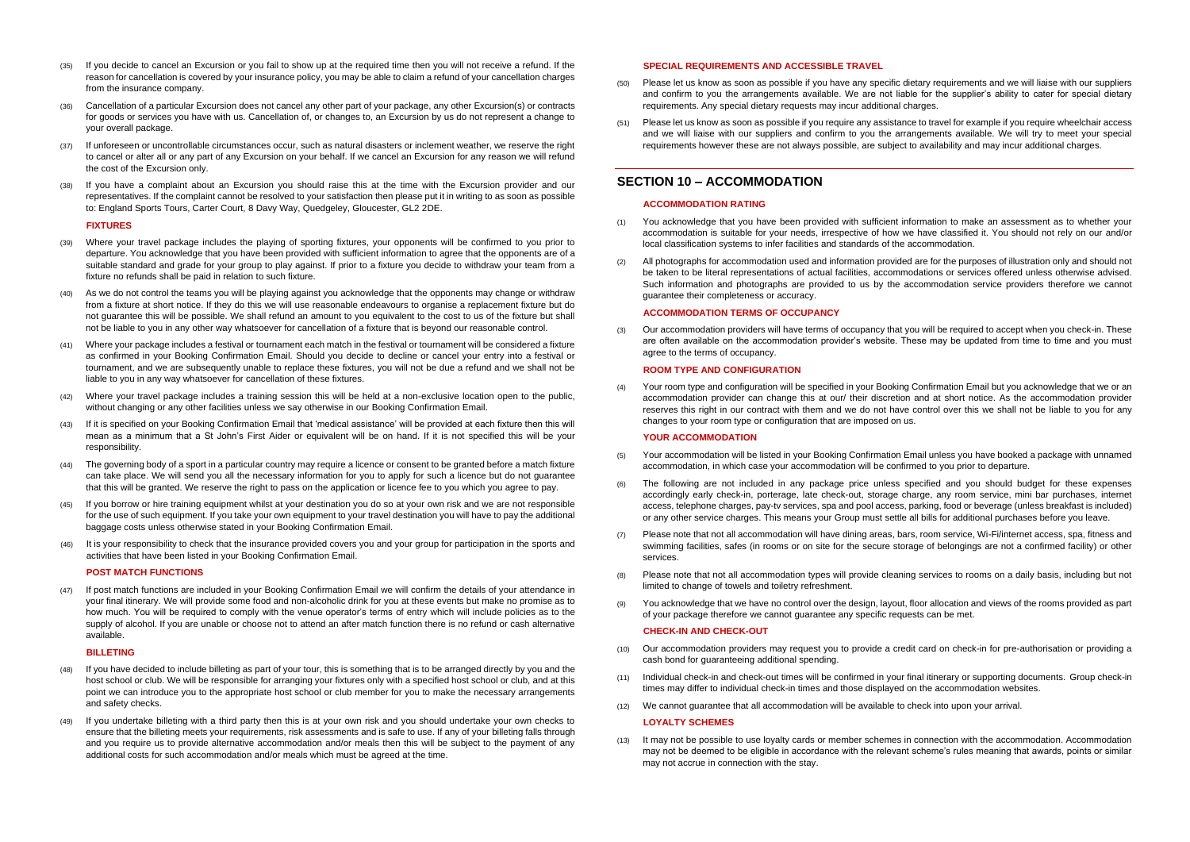(35) If you decide to cancel an Excursion or you fail to show up at the required time then you will not receive a refund. If the reason for cancellation is covered by your insurance policy, you may be able to claim a refund of your cancellation charges from the insurance company.

(36) Cancellation of a particular Excursion does not cancel any other part of your package, any other Excursion(s) or contracts for goods or services you have with us. Cancellation of, or changes to, an Excursion by us do not represent a change to your overall package.

(37) If unforeseen or uncontrollable circumstances occur, such as natural disasters or inclement weather, we reserve the right to cancel or alter all or any part of any Excursion on your behalf. If we cancel an Excursion for any reason we will refund the cost of the Excursion only.

(38) If you have a complaint about an Excursion you should raise this at the time with the Excursion provider and our representatives. If the complaint cannot be resolved to your satisfaction then please put it in writing to as soon as possible to: England Sports Tours, Carter Court, 8 Davy Way, Quedgeley, Gloucester, GL2 2DE.

### FIXTURES

(39) Where your travel package includes the playing of sporting fixtures, your opponents will be confirmed to you prior to departure. You acknowledge that you have been provided with sufficient information to agree that the opponents are of a suitable standard and grade for your group to play against. If prior to a fixture you decide to withdraw your team from a fixture no refunds shall be paid in relation to such fixture.

(40) As we do not control the teams you will be playing against you acknowledge that the opponents may change or withdraw from a fixture at short notice. If they do this we will use reasonable endeavours to organise a replacement fixture but do not guarantee this will be possible. We shall refund an amount to you equivalent to the cost to us of the fixture but shall not be liable to you in any other way whatsoever for cancellation of a fixture that is beyond our reasonable control.

(41) Where your package includes a festival or tournament each match in the festival or tournament will be considered a fixture as confirmed in your Booking Confirmation Email. Should you decide to decline or cancel your entry into a festival or tournament, and we are subsequently unable to replace these fixtures, you will not be due a refund and we shall not be liable to you in any way whatsoever for cancellation of these fixtures.

(42) Where your travel package includes a training session this will be held at a non-exclusive location open to the public, without changing or any other facilities unless we say otherwise in our Booking Confirmation Email.

(43) If it is specified on your Booking Confirmation Email that 'medical assistance' will be provided at each fixture then this will mean as a minimum that a St John's First Aider or equivalent will be on hand. If it is not specified this will be your responsibility.

(44) The governing body of a sport in a particular country may require a licence or consent to be granted before a match fixture can take place. We will send you all the necessary information for you to apply for such a licence but do not guarantee that this will be granted. We reserve the right to pass on the application or licence fee to you which you agree to pay.

(45) If you borrow or hire training equipment whilst at your destination you do so at your own risk and we are not responsible for the use of such equipment. If you take your own equipment to your travel destination you will have to pay the additional baggage costs unless otherwise stated in your Booking Confirmation Email.

(46) It is your responsibility to check that the insurance provided covers you and your group for participation in the sports and activities that have been listed in your Booking Confirmation Email.

### POST MATCH FUNCTIONS

(47) If post match functions are included in your Booking Confirmation Email we will confirm the details of your attendance in your final itinerary. We will provide some food and non-alcoholic drink for you at these events but make no promise as to how much. You will be required to comply with the venue operator's terms of entry which will include policies as to the supply of alcohol. If you are unable or choose not to attend an after match function there is no refund or cash alternative available.

### BILLETING

(48) If you have decided to include billeting as part of your tour, this is something that is to be arranged directly by you and the host school or club. We will be responsible for arranging your fixtures only with a specified host school or club, and at this point we can introduce you to the appropriate host school or club member for you to make the necessary arrangements and safety checks.

(49) If you undertake billeting with a third party then this is at your own risk and you should undertake your own checks to ensure that the billeting meets your requirements, risk assessments and is safe to use. If any of your billeting falls through and you require us to provide alternative accommodation and/or meals then this will be subject to the payment of any additional costs for such accommodation and/or meals which must be agreed at the time.

### SPECIAL REQUIREMENTS AND ACCESSIBLE TRAVEL

(50) Please let us know as soon as possible if you have any specific dietary requirements and we will liaise with our suppliers and confirm to you the arrangements available. We are not liable for the supplier's ability to cater for special dietary requirements. Any special dietary requests may incur additional charges.

(51) Please let us know as soon as possible if you require any assistance to travel for example if you require wheelchair access and we will liaise with our suppliers and confirm to you the arrangements available. We will try to meet your special requirements however these are not always possible, are subject to availability and may incur additional charges.

## SECTION 10 – ACCOMMODATION

### ACCOMMODATION RATING

(1) You acknowledge that you have been provided with sufficient information to make an assessment as to whether your accommodation is suitable for your needs, irrespective of how we have classified it. You should not rely on our and/or local classification systems to infer facilities and standards of the accommodation.

(2) All photographs for accommodation used and information provided are for the purposes of illustration only and should not be taken to be literal representations of actual facilities, accommodations or services offered unless otherwise advised. Such information and photographs are provided to us by the accommodation service providers therefore we cannot guarantee their completeness or accuracy.

### ACCOMMODATION TERMS OF OCCUPANCY

(3) Our accommodation providers will have terms of occupancy that you will be required to accept when you check-in. These are often available on the accommodation provider's website. These may be updated from time to time and you must agree to the terms of occupancy.

### ROOM TYPE AND CONFIGURATION

(4) Your room type and configuration will be specified in your Booking Confirmation Email but you acknowledge that we or an accommodation provider can change this at our/ their discretion and at short notice. As the accommodation provider reserves this right in our contract with them and we do not have control over this we shall not be liable to you for any changes to your room type or configuration that are imposed on us.

### YOUR ACCOMMODATION

(5) Your accommodation will be listed in your Booking Confirmation Email unless you have booked a package with unnamed accommodation, in which case your accommodation will be confirmed to you prior to departure.

(6) The following are not included in any package price unless specified and you should budget for these expenses accordingly early check-in, porterage, late check-out, storage charge, any room service, mini bar purchases, internet access, telephone charges, pay-tv services, spa and pool access, parking, food or beverage (unless breakfast is included) or any other service charges. This means your Group must settle all bills for additional purchases before you leave.

(7) Please note that not all accommodation will have dining areas, bars, room service, Wi-Fi/internet access, spa, fitness and swimming facilities, safes (in rooms or on site for the secure storage of belongings are not a confirmed facility) or other services.

(8) Please note that not all accommodation types will provide cleaning services to rooms on a daily basis, including but not limited to change of towels and toiletry refreshment.

(9) You acknowledge that we have no control over the design, layout, floor allocation and views of the rooms provided as part of your package therefore we cannot guarantee any specific requests can be met.

### CHECK-IN AND CHECK-OUT

(10) Our accommodation providers may request you to provide a credit card on check-in for pre-authorisation or providing a cash bond for guaranteeing additional spending.

(11) Individual check-in and check-out times will be confirmed in your final itinerary or supporting documents. Group check-in times may differ to individual check-in times and those displayed on the accommodation websites.

(12) We cannot guarantee that all accommodation will be available to check into upon your arrival.

### LOYALTY SCHEMES

(13) It may not be possible to use loyalty cards or member schemes in connection with the accommodation. Accommodation may not be deemed to be eligible in accordance with the relevant scheme's rules meaning that awards, points or similar may not accrue in connection with the stay.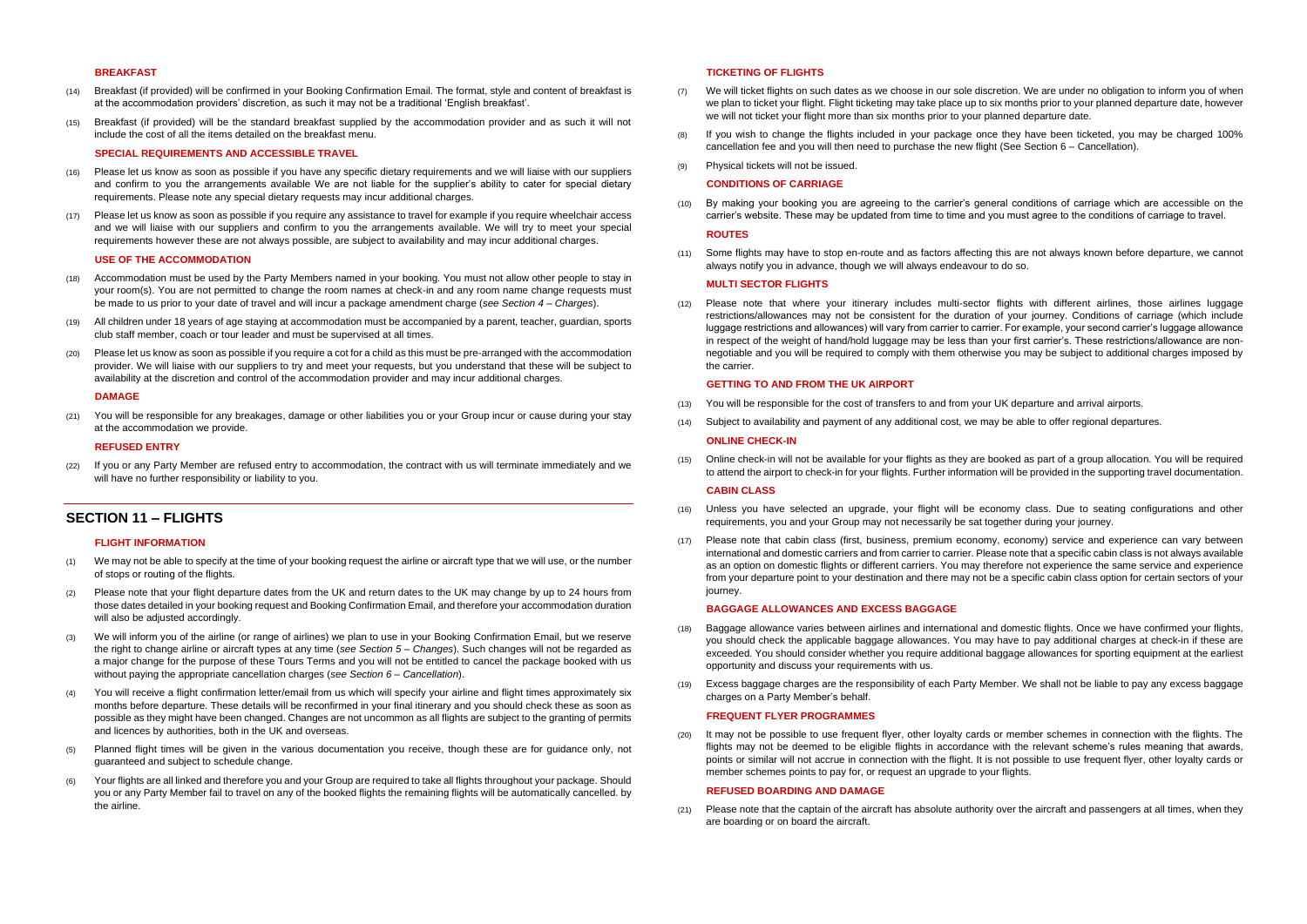#### BREAKFAST

(14) Breakfast (if provided) will be confirmed in your Booking Confirmation Email. The format, style and content of breakfast is at the accommodation providers' discretion, as such it may not be a traditional 'English breakfast'.

(15) Breakfast (if provided) will be the standard breakfast supplied by the accommodation provider and as such it will not include the cost of all the items detailed on the breakfast menu.

#### SPECIAL REQUIREMENTS AND ACCESSIBLE TRAVEL

(16) Please let us know as soon as possible if you have any specific dietary requirements and we will liaise with our suppliers and confirm to you the arrangements available We are not liable for the supplier's ability to cater for special dietary requirements. Please note any special dietary requests may incur additional charges.

(17) Please let us know as soon as possible if you require any assistance to travel for example if you require wheelchair access and we will liaise with our suppliers and confirm to you the arrangements available. We will try to meet your special requirements however these are not always possible, are subject to availability and may incur additional charges.

#### USE OF THE ACCOMMODATION

(18) Accommodation must be used by the Party Members named in your booking. You must not allow other people to stay in your room(s). You are not permitted to change the room names at check-in and any room name change requests must be made to us prior to your date of travel and will incur a package amendment charge (*see Section 4 – Charges*).

(19) All children under 18 years of age staying at accommodation must be accompanied by a parent, teacher, guardian, sports club staff member, coach or tour leader and must be supervised at all times.

(20) Please let us know as soon as possible if you require a cot for a child as this must be pre-arranged with the accommodation provider. We will liaise with our suppliers to try and meet your requests, but you understand that these will be subject to availability at the discretion and control of the accommodation provider and may incur additional charges.

#### DAMAGE

(21) You will be responsible for any breakages, damage or other liabilities you or your Group incur or cause during your stay at the accommodation we provide.

#### REFUSED ENTRY

(22) If you or any Party Member are refused entry to accommodation, the contract with us will terminate immediately and we will have no further responsibility or liability to you.

## SECTION 11 – FLIGHTS

#### FLIGHT INFORMATION

(1) We may not be able to specify at the time of your booking request the airline or aircraft type that we will use, or the number of stops or routing of the flights.

(2) Please note that your flight departure dates from the UK and return dates to the UK may change by up to 24 hours from those dates detailed in your booking request and Booking Confirmation Email, and therefore your accommodation duration will also be adjusted accordingly.

(3) We will inform you of the airline (or range of airlines) we plan to use in your Booking Confirmation Email, but we reserve the right to change airline or aircraft types at any time (*see Section 5 – Changes*). Such changes will not be regarded as a major change for the purpose of these Tours Terms and you will not be entitled to cancel the package booked with us without paying the appropriate cancellation charges (*see Section 6 – Cancellation*).

(4) You will receive a flight confirmation letter/email from us which will specify your airline and flight times approximately six months before departure. These details will be reconfirmed in your final itinerary and you should check these as soon as possible as they might have been changed. Changes are not uncommon as all flights are subject to the granting of permits and licences by authorities, both in the UK and overseas.

(5) Planned flight times will be given in the various documentation you receive, though these are for guidance only, not guaranteed and subject to schedule change.

(6) Your flights are all linked and therefore you and your Group are required to take all flights throughout your package. Should you or any Party Member fail to travel on any of the booked flights the remaining flights will be automatically cancelled. by the airline.

#### TICKETING OF FLIGHTS

(7) We will ticket flights on such dates as we choose in our sole discretion. We are under no obligation to inform you of when we plan to ticket your flight. Flight ticketing may take place up to six months prior to your planned departure date, however we will not ticket your flight more than six months prior to your planned departure date.

(8) If you wish to change the flights included in your package once they have been ticketed, you may be charged 100% cancellation fee and you will then need to purchase the new flight (See Section 6 – Cancellation).

(9) Physical tickets will not be issued.

#### CONDITIONS OF CARRIAGE

(10) By making your booking you are agreeing to the carrier's general conditions of carriage which are accessible on the carrier's website. These may be updated from time to time and you must agree to the conditions of carriage to travel.

#### ROUTES

(11) Some flights may have to stop en-route and as factors affecting this are not always known before departure, we cannot always notify you in advance, though we will always endeavour to do so.

#### MULTI SECTOR FLIGHTS

(12) Please note that where your itinerary includes multi-sector flights with different airlines, those airlines luggage restrictions/allowances may not be consistent for the duration of your journey. Conditions of carriage (which include luggage restrictions and allowances) will vary from carrier to carrier. For example, your second carrier's luggage allowance in respect of the weight of hand/hold luggage may be less than your first carrier's. These restrictions/allowance are non-negotiable and you will be required to comply with them otherwise you may be subject to additional charges imposed by the carrier.

#### GETTING TO AND FROM THE UK AIRPORT

(13) You will be responsible for the cost of transfers to and from your UK departure and arrival airports.

(14) Subject to availability and payment of any additional cost, we may be able to offer regional departures.

#### ONLINE CHECK-IN

(15) Online check-in will not be available for your flights as they are booked as part of a group allocation. You will be required to attend the airport to check-in for your flights. Further information will be provided in the supporting travel documentation.

#### CABIN CLASS

(16) Unless you have selected an upgrade, your flight will be economy class. Due to seating configurations and other requirements, you and your Group may not necessarily be sat together during your journey.

(17) Please note that cabin class (first, business, premium economy, economy) service and experience can vary between international and domestic carriers and from carrier to carrier. Please note that a specific cabin class is not always available as an option on domestic flights or different carriers. You may therefore not experience the same service and experience from your departure point to your destination and there may not be a specific cabin class option for certain sectors of your journey.

#### BAGGAGE ALLOWANCES AND EXCESS BAGGAGE

(18) Baggage allowance varies between airlines and international and domestic flights. Once we have confirmed your flights, you should check the applicable baggage allowances. You may have to pay additional charges at check-in if these are exceeded. You should consider whether you require additional baggage allowances for sporting equipment at the earliest opportunity and discuss your requirements with us.

(19) Excess baggage charges are the responsibility of each Party Member. We shall not be liable to pay any excess baggage charges on a Party Member's behalf.

#### FREQUENT FLYER PROGRAMMES

(20) It may not be possible to use frequent flyer, other loyalty cards or member schemes in connection with the flights. The flights may not be deemed to be eligible flights in accordance with the relevant scheme's rules meaning that awards, points or similar will not accrue in connection with the flight. It is not possible to use frequent flyer, other loyalty cards or member schemes points to pay for, or request an upgrade to your flights.

#### REFUSED BOARDING AND DAMAGE

(21) Please note that the captain of the aircraft has absolute authority over the aircraft and passengers at all times, when they are boarding or on board the aircraft.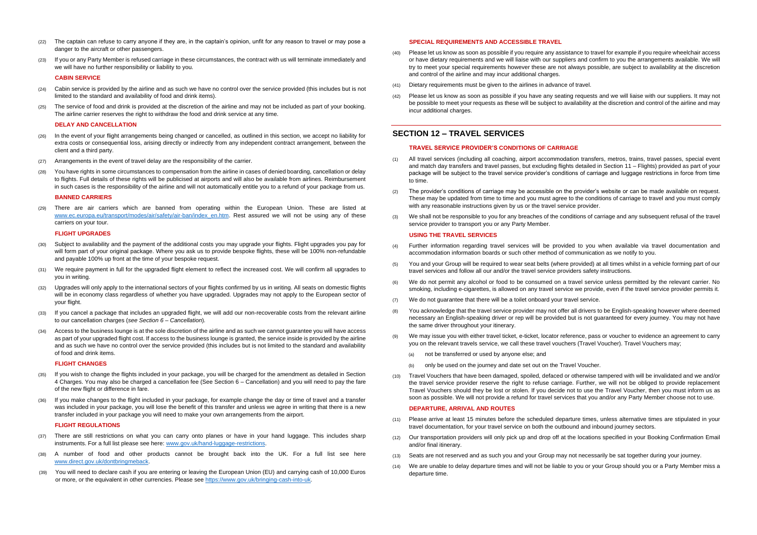(22) The captain can refuse to carry anyone if they are, in the captain's opinion, unfit for any reason to travel or may pose a danger to the aircraft or other passengers.

(23) If you or any Party Member is refused carriage in these circumstances, the contract with us will terminate immediately and we will have no further responsibility or liability to you.

### CABIN SERVICE

(24) Cabin service is provided by the airline and as such we have no control over the service provided (this includes but is not limited to the standard and availability of food and drink items).

(25) The service of food and drink is provided at the discretion of the airline and may not be included as part of your booking. The airline carrier reserves the right to withdraw the food and drink service at any time.

### DELAY AND CANCELLATION

(26) In the event of your flight arrangements being changed or cancelled, as outlined in this section, we accept no liability for extra costs or consequential loss, arising directly or indirectly from any independent contract arrangement, between the client and a third party.

(27) Arrangements in the event of travel delay are the responsibility of the carrier.

(28) You have rights in some circumstances to compensation from the airline in cases of denied boarding, cancellation or delay to flights. Full details of these rights will be publicised at airports and will also be available from airlines. Reimbursement in such cases is the responsibility of the airline and will not automatically entitle you to a refund of your package from us.

### BANNED CARRIERS

(29) There are air carriers which are banned from operating within the European Union. These are listed at www.ec.europa.eu/transport/modes/air/safety/air-ban/index_en.htm. Rest assured we will not be using any of these carriers on your tour.

### FLIGHT UPGRADES

(30) Subject to availability and the payment of the additional costs you may upgrade your flights. Flight upgrades you pay for will form part of your original package. Where you ask us to provide bespoke flights, these will be 100% non-refundable and payable 100% up front at the time of your bespoke request.

(31) We require payment in full for the upgraded flight element to reflect the increased cost. We will confirm all upgrades to you in writing.

(32) Upgrades will only apply to the international sectors of your flights confirmed by us in writing. All seats on domestic flights will be in economy class regardless of whether you have upgraded. Upgrades may not apply to the European sector of your flight.

(33) If you cancel a package that includes an upgraded flight, we will add our non-recoverable costs from the relevant airline to our cancellation charges (*see Section 6 – Cancellation*).

(34) Access to the business lounge is at the sole discretion of the airline and as such we cannot guarantee you will have access as part of your upgraded flight cost. If access to the business lounge is granted, the service inside is provided by the airline and as such we have no control over the service provided (this includes but is not limited to the standard and availability of food and drink items.

### FLIGHT CHANGES

(35) If you wish to change the flights included in your package, you will be charged for the amendment as detailed in Section 4 Charges. You may also be charged a cancellation fee (See Section 6 – Cancellation) and you will need to pay the fare of the new flight or difference in fare.

(36) If you make changes to the flight included in your package, for example change the day or time of travel and a transfer was included in your package, you will lose the benefit of this transfer and unless we agree in writing that there is a new transfer included in your package you will need to make your own arrangements from the airport.

### FLIGHT REGULATIONS

(37) There are still restrictions on what you can carry onto planes or have in your hand luggage. This includes sharp instruments. For a full list please see here: www.gov.uk/hand-luggage-restrictions.

(38) A number of food and other products cannot be brought back into the UK. For a full list see here www.direct.gov.uk/dontbringmeback.

(39) You will need to declare cash if you are entering or leaving the European Union (EU) and carrying cash of 10,000 Euros or more, or the equivalent in other currencies. Please see https://www.gov.uk/bringing-cash-into-uk.

### SPECIAL REQUIREMENTS AND ACCESSIBLE TRAVEL

(40) Please let us know as soon as possible if you require any assistance to travel for example if you require wheelchair access or have dietary requirements and we will liaise with our suppliers and confirm to you the arrangements available. We will try to meet your special requirements however these are not always possible, are subject to availability at the discretion and control of the airline and may incur additional charges.

(41) Dietary requirements must be given to the airlines in advance of travel.

(42) Please let us know as soon as possible if you have any seating requests and we will liaise with our suppliers. It may not be possible to meet your requests as these will be subject to availability at the discretion and control of the airline and may incur additional charges.

## SECTION 12 – TRAVEL SERVICES

### TRAVEL SERVICE PROVIDER'S CONDITIONS OF CARRIAGE

(1) All travel services (including all coaching, airport accommodation transfers, metros, trains, travel passes, special event and match day transfers and travel passes, but excluding flights detailed in Section 11 – Flights) provided as part of your package will be subject to the travel service provider's conditions of carriage and luggage restrictions in force from time to time.

(2) The provider's conditions of carriage may be accessible on the provider's website or can be made available on request. These may be updated from time to time and you must agree to the conditions of carriage to travel and you must comply with any reasonable instructions given by us or the travel service provider.

(3) We shall not be responsible to you for any breaches of the conditions of carriage and any subsequent refusal of the travel service provider to transport you or any Party Member.

### USING THE TRAVEL SERVICES

(4) Further information regarding travel services will be provided to you when available via travel documentation and accommodation information boards or such other method of communication as we notify to you.

(5) You and your Group will be required to wear seat belts (where provided) at all times whilst in a vehicle forming part of our travel services and follow all our and/or the travel service providers safety instructions.

(6) We do not permit any alcohol or food to be consumed on a travel service unless permitted by the relevant carrier. No smoking, including e-cigarettes, is allowed on any travel service we provide, even if the travel service provider permits it.

(7) We do not guarantee that there will be a toilet onboard your travel service.

(8) You acknowledge that the travel service provider may not offer all drivers to be English-speaking however where deemed necessary an English-speaking driver or rep will be provided but is not guaranteed for every journey. You may not have the same driver throughout your itinerary.

(9) We may issue you with either travel ticket, e-ticket, locator reference, pass or voucher to evidence an agreement to carry you on the relevant travels service, we call these travel vouchers (Travel Voucher). Travel Vouchers may;

(a) not be transferred or used by anyone else; and

(b) only be used on the journey and date set out on the Travel Voucher.

(10) Travel Vouchers that have been damaged, spoiled, defaced or otherwise tampered with will be invalidated and we and/or the travel service provider reserve the right to refuse carriage. Further, we will not be obliged to provide replacement Travel Vouchers should they be lost or stolen. If you decide not to use the Travel Voucher, then you must inform us as soon as possible. We will not provide a refund for travel services that you and/or any Party Member choose not to use.

### DEPARTURE, ARRIVAL AND ROUTES

(11) Please arrive at least 15 minutes before the scheduled departure times, unless alternative times are stipulated in your travel documentation, for your travel service on both the outbound and inbound journey sectors.

(12) Our transportation providers will only pick up and drop off at the locations specified in your Booking Confirmation Email and/or final itinerary.

(13) Seats are not reserved and as such you and your Group may not necessarily be sat together during your journey.

(14) We are unable to delay departure times and will not be liable to you or your Group should you or a Party Member miss a departure time.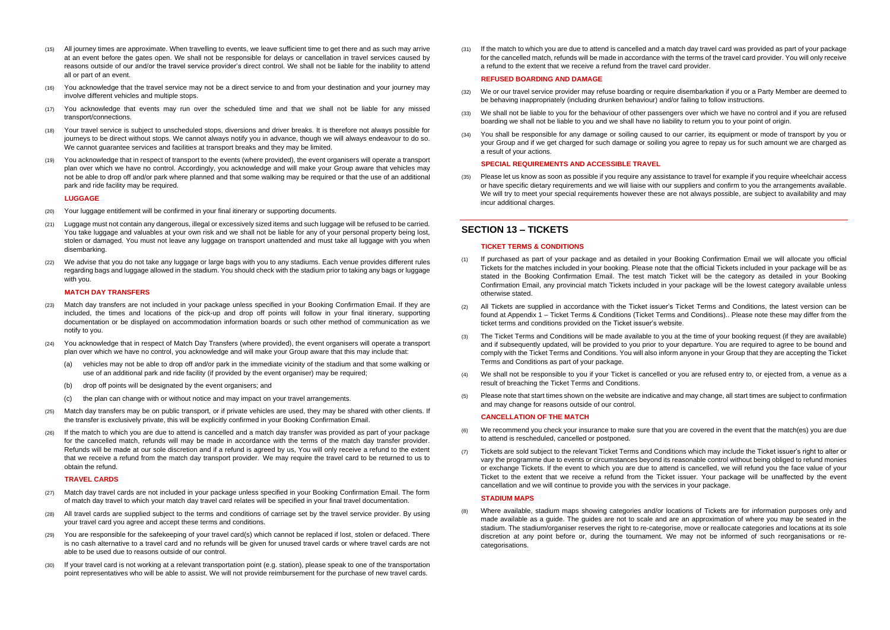(15) All journey times are approximate. When travelling to events, we leave sufficient time to get there and as such may arrive at an event before the gates open. We shall not be responsible for delays or cancellation in travel services caused by reasons outside of our and/or the travel service provider's direct control. We shall not be liable for the inability to attend all or part of an event.

(16) You acknowledge that the travel service may not be a direct service to and from your destination and your journey may involve different vehicles and multiple stops.

(17) You acknowledge that events may run over the scheduled time and that we shall not be liable for any missed transport/connections.

(18) Your travel service is subject to unscheduled stops, diversions and driver breaks. It is therefore not always possible for journeys to be direct without stops. We cannot always notify you in advance, though we will always endeavour to do so. We cannot guarantee services and facilities at transport breaks and they may be limited.

(19) You acknowledge that in respect of transport to the events (where provided), the event organisers will operate a transport plan over which we have no control. Accordingly, you acknowledge and will make your Group aware that vehicles may not be able to drop off and/or park where planned and that some walking may be required or that the use of an additional park and ride facility may be required.

#### LUGGAGE

(20) Your luggage entitlement will be confirmed in your final itinerary or supporting documents.

(21) Luggage must not contain any dangerous, illegal or excessively sized items and such luggage will be refused to be carried. You take luggage and valuables at your own risk and we shall not be liable for any of your personal property being lost, stolen or damaged. You must not leave any luggage on transport unattended and must take all luggage with you when disembarking.

(22) We advise that you do not take any luggage or large bags with you to any stadiums. Each venue provides different rules regarding bags and luggage allowed in the stadium. You should check with the stadium prior to taking any bags or luggage with you.

#### MATCH DAY TRANSFERS

(23) Match day transfers are not included in your package unless specified in your Booking Confirmation Email. If they are included, the times and locations of the pick-up and drop off points will follow in your final itinerary, supporting documentation or be displayed on accommodation information boards or such other method of communication as we notify to you.

(24) You acknowledge that in respect of Match Day Transfers (where provided), the event organisers will operate a transport plan over which we have no control, you acknowledge and will make your Group aware that this may include that:

(a) vehicles may not be able to drop off and/or park in the immediate vicinity of the stadium and that some walking or use of an additional park and ride facility (if provided by the event organiser) may be required;

(b) drop off points will be designated by the event organisers; and

(c) the plan can change with or without notice and may impact on your travel arrangements.

(25) Match day transfers may be on public transport, or if private vehicles are used, they may be shared with other clients. If the transfer is exclusively private, this will be explicitly confirmed in your Booking Confirmation Email.

(26) If the match to which you are due to attend is cancelled and a match day transfer was provided as part of your package for the cancelled match, refunds will may be made in accordance with the terms of the match day transfer provider. Refunds will be made at our sole discretion and if a refund is agreed by us, You will only receive a refund to the extent that we receive a refund from the match day transport provider. We may require the travel card to be returned to us to obtain the refund.

#### TRAVEL CARDS

(27) Match day travel cards are not included in your package unless specified in your Booking Confirmation Email. The form of match day travel to which your match day travel card relates will be specified in your final travel documentation.

(28) All travel cards are supplied subject to the terms and conditions of carriage set by the travel service provider. By using your travel card you agree and accept these terms and conditions.

(29) You are responsible for the safekeeping of your travel card(s) which cannot be replaced if lost, stolen or defaced. There is no cash alternative to a travel card and no refunds will be given for unused travel cards or where travel cards are not able to be used due to reasons outside of our control.

(30) If your travel card is not working at a relevant transportation point (e.g. station), please speak to one of the transportation point representatives who will be able to assist. We will not provide reimbursement for the purchase of new travel cards.

(31) If the match to which you are due to attend is cancelled and a match day travel card was provided as part of your package for the cancelled match, refunds will be made in accordance with the terms of the travel card provider. You will only receive a refund to the extent that we receive a refund from the travel card provider.

#### REFUSED BOARDING AND DAMAGE

(32) We or our travel service provider may refuse boarding or require disembarkation if you or a Party Member are deemed to be behaving inappropriately (including drunken behaviour) and/or failing to follow instructions.

(33) We shall not be liable to you for the behaviour of other passengers over which we have no control and if you are refused boarding we shall not be liable to you and we shall have no liability to return you to your point of origin.

(34) You shall be responsible for any damage or soiling caused to our carrier, its equipment or mode of transport by you or your Group and if we get charged for such damage or soiling you agree to repay us for such amount we are charged as a result of your actions.

#### SPECIAL REQUIREMENTS AND ACCESSIBLE TRAVEL

(35) Please let us know as soon as possible if you require any assistance to travel for example if you require wheelchair access or have specific dietary requirements and we will liaise with our suppliers and confirm to you the arrangements available. We will try to meet your special requirements however these are not always possible, are subject to availability and may incur additional charges.

## SECTION 13 – TICKETS

#### TICKET TERMS & CONDITIONS

(1) If purchased as part of your package and as detailed in your Booking Confirmation Email we will allocate you official Tickets for the matches included in your booking. Please note that the official Tickets included in your package will be as stated in the Booking Confirmation Email. The test match Ticket will be the category as detailed in your Booking Confirmation Email, any provincial match Tickets included in your package will be the lowest category available unless otherwise stated.

(2) All Tickets are supplied in accordance with the Ticket issuer's Ticket Terms and Conditions, the latest version can be found at Appendix 1 – Ticket Terms & Conditions (Ticket Terms and Conditions).. Please note these may differ from the ticket terms and conditions provided on the Ticket issuer's website.

(3) The Ticket Terms and Conditions will be made available to you at the time of your booking request (if they are available) and if subsequently updated, will be provided to you prior to your departure. You are required to agree to be bound and comply with the Ticket Terms and Conditions. You will also inform anyone in your Group that they are accepting the Ticket Terms and Conditions as part of your package.

(4) We shall not be responsible to you if your Ticket is cancelled or you are refused entry to, or ejected from, a venue as a result of breaching the Ticket Terms and Conditions.

(5) Please note that start times shown on the website are indicative and may change, all start times are subject to confirmation and may change for reasons outside of our control.

#### CANCELLATION OF THE MATCH

(6) We recommend you check your insurance to make sure that you are covered in the event that the match(es) you are due to attend is rescheduled, cancelled or postponed.

(7) Tickets are sold subject to the relevant Ticket Terms and Conditions which may include the Ticket issuer's right to alter or vary the programme due to events or circumstances beyond its reasonable control without being obliged to refund monies or exchange Tickets. If the event to which you are due to attend is cancelled, we will refund you the face value of your Ticket to the extent that we receive a refund from the Ticket issuer. Your package will be unaffected by the event cancellation and we will continue to provide you with the services in your package.

#### STADIUM MAPS

(8) Where available, stadium maps showing categories and/or locations of Tickets are for information purposes only and made available as a guide. The guides are not to scale and are an approximation of where you may be seated in the stadium. The stadium/organiser reserves the right to re-categorise, move or reallocate categories and locations at its sole discretion at any point before or, during the tournament. We may not be informed of such reorganisations or re-categorisations.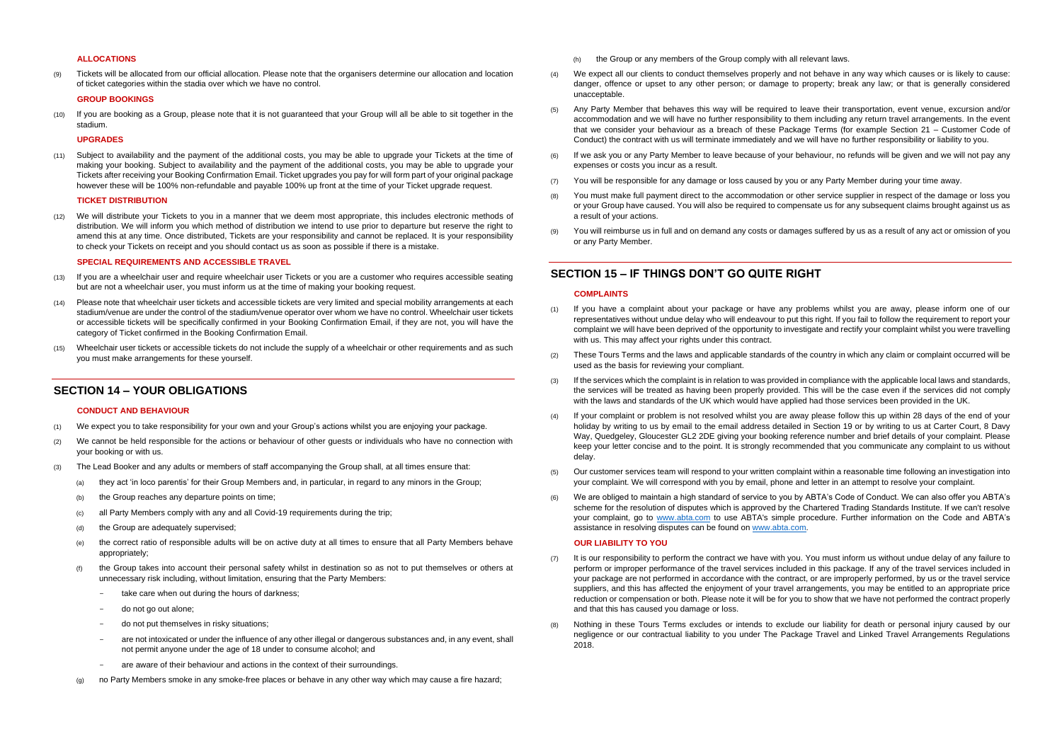#### ALLOCATIONS

(9) Tickets will be allocated from our official allocation. Please note that the organisers determine our allocation and location of ticket categories within the stadia over which we have no control.

#### GROUP BOOKINGS

(10) If you are booking as a Group, please note that it is not guaranteed that your Group will all be able to sit together in the stadium.

#### UPGRADES

(11) Subject to availability and the payment of the additional costs, you may be able to upgrade your Tickets at the time of making your booking. Subject to availability and the payment of the additional costs, you may be able to upgrade your Tickets after receiving your Booking Confirmation Email. Ticket upgrades you pay for will form part of your original package however these will be 100% non-refundable and payable 100% up front at the time of your Ticket upgrade request.

#### TICKET DISTRIBUTION

(12) We will distribute your Tickets to you in a manner that we deem most appropriate, this includes electronic methods of distribution. We will inform you which method of distribution we intend to use prior to departure but reserve the right to amend this at any time. Once distributed, Tickets are your responsibility and cannot be replaced. It is your responsibility to check your Tickets on receipt and you should contact us as soon as possible if there is a mistake.

#### SPECIAL REQUIREMENTS AND ACCESSIBLE TRAVEL

(13) If you are a wheelchair user and require wheelchair user Tickets or you are a customer who requires accessible seating but are not a wheelchair user, you must inform us at the time of making your booking request.

(14) Please note that wheelchair user tickets and accessible tickets are very limited and special mobility arrangements at each stadium/venue are under the control of the stadium/venue operator over whom we have no control. Wheelchair user tickets or accessible tickets will be specifically confirmed in your Booking Confirmation Email, if they are not, you will have the category of Ticket confirmed in the Booking Confirmation Email.

(15) Wheelchair user tickets or accessible tickets do not include the supply of a wheelchair or other requirements and as such you must make arrangements for these yourself.

## SECTION 14 – YOUR OBLIGATIONS

#### CONDUCT AND BEHAVIOUR

(1) We expect you to take responsibility for your own and your Group's actions whilst you are enjoying your package.

(2) We cannot be held responsible for the actions or behaviour of other guests or individuals who have no connection with your booking or with us.

(3) The Lead Booker and any adults or members of staff accompanying the Group shall, at all times ensure that:

(a) they act 'in loco parentis' for their Group Members and, in particular, in regard to any minors in the Group;

(b) the Group reaches any departure points on time;

(c) all Party Members comply with any and all Covid-19 requirements during the trip;

(d) the Group are adequately supervised;

(e) the correct ratio of responsible adults will be on active duty at all times to ensure that all Party Members behave appropriately;

(f) the Group takes into account their personal safety whilst in destination so as not to put themselves or others at unnecessary risk including, without limitation, ensuring that the Party Members:

- take care when out during the hours of darkness;
- do not go out alone;
- do not put themselves in risky situations;
- are not intoxicated or under the influence of any other illegal or dangerous substances and, in any event, shall not permit anyone under the age of 18 under to consume alcohol; and
- are aware of their behaviour and actions in the context of their surroundings.

(g) no Party Members smoke in any smoke-free places or behave in any other way which may cause a fire hazard;

(h) the Group or any members of the Group comply with all relevant laws.

(4) We expect all our clients to conduct themselves properly and not behave in any way which causes or is likely to cause: danger, offence or upset to any other person; or damage to property; break any law; or that is generally considered unacceptable.

(5) Any Party Member that behaves this way will be required to leave their transportation, event venue, excursion and/or accommodation and we will have no further responsibility to them including any return travel arrangements. In the event that we consider your behaviour as a breach of these Package Terms (for example Section 21 – Customer Code of Conduct) the contract with us will terminate immediately and we will have no further responsibility or liability to you.

(6) If we ask you or any Party Member to leave because of your behaviour, no refunds will be given and we will not pay any expenses or costs you incur as a result.

(7) You will be responsible for any damage or loss caused by you or any Party Member during your time away.

(8) You must make full payment direct to the accommodation or other service supplier in respect of the damage or loss you or your Group have caused. You will also be required to compensate us for any subsequent claims brought against us as a result of your actions.

(9) You will reimburse us in full and on demand any costs or damages suffered by us as a result of any act or omission of you or any Party Member.

## SECTION 15 – IF THINGS DON'T GO QUITE RIGHT

#### COMPLAINTS

(1) If you have a complaint about your package or have any problems whilst you are away, please inform one of our representatives without undue delay who will endeavour to put this right. If you fail to follow the requirement to report your complaint we will have been deprived of the opportunity to investigate and rectify your complaint whilst you were travelling with us. This may affect your rights under this contract.

(2) These Tours Terms and the laws and applicable standards of the country in which any claim or complaint occurred will be used as the basis for reviewing your compliant.

(3) If the services which the complaint is in relation to was provided in compliance with the applicable local laws and standards, the services will be treated as having been properly provided. This will be the case even if the services did not comply with the laws and standards of the UK which would have applied had those services been provided in the UK.

(4) If your complaint or problem is not resolved whilst you are away please follow this up within 28 days of the end of your holiday by writing to us by email to the email address detailed in Section 19 or by writing to us at Carter Court, 8 Davy Way, Quedgeley, Gloucester GL2 2DE giving your booking reference number and brief details of your complaint. Please keep your letter concise and to the point. It is strongly recommended that you communicate any complaint to us without delay.

(5) Our customer services team will respond to your written complaint within a reasonable time following an investigation into your complaint. We will correspond with you by email, phone and letter in an attempt to resolve your complaint.

(6) We are obliged to maintain a high standard of service to you by ABTA's Code of Conduct. We can also offer you ABTA's scheme for the resolution of disputes which is approved by the Chartered Trading Standards Institute. If we can't resolve your complaint, go to www.abta.com to use ABTA's simple procedure. Further information on the Code and ABTA's assistance in resolving disputes can be found on www.abta.com.

#### OUR LIABILITY TO YOU

(7) It is our responsibility to perform the contract we have with you. You must inform us without undue delay of any failure to perform or improper performance of the travel services included in this package. If any of the travel services included in your package are not performed in accordance with the contract, or are improperly performed, by us or the travel service suppliers, and this has affected the enjoyment of your travel arrangements, you may be entitled to an appropriate price reduction or compensation or both. Please note it will be for you to show that we have not performed the contract properly and that this has caused you damage or loss.

(8) Nothing in these Tours Terms excludes or intends to exclude our liability for death or personal injury caused by our negligence or our contractual liability to you under The Package Travel and Linked Travel Arrangements Regulations 2018.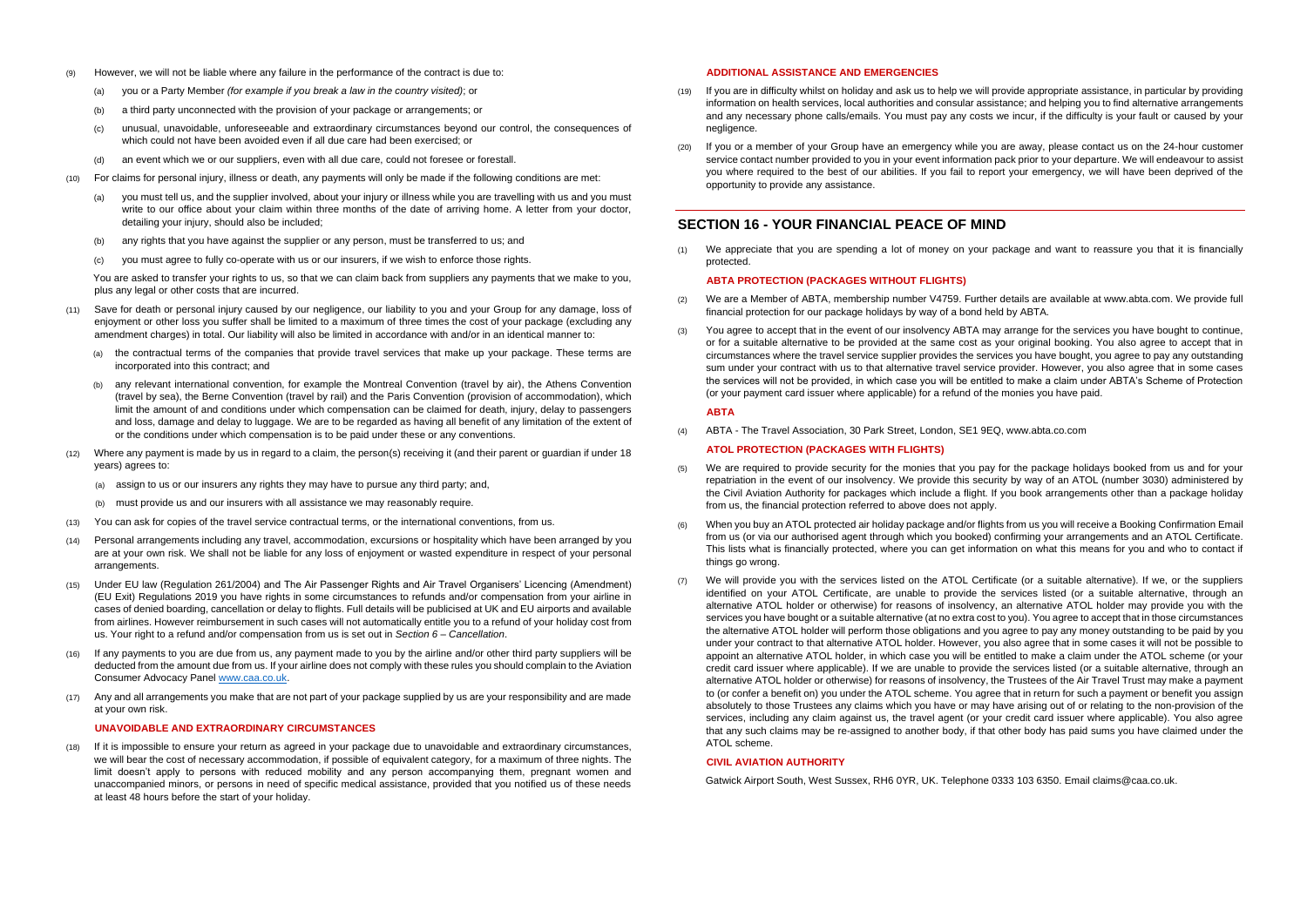(9) However, we will not be liable where any failure in the performance of the contract is due to:

(a) you or a Party Member *(for example if you break a law in the country visited)*; or

(b) a third party unconnected with the provision of your package or arrangements; or

(c) unusual, unavoidable, unforeseeable and extraordinary circumstances beyond our control, the consequences of which could not have been avoided even if all due care had been exercised; or

(d) an event which we or our suppliers, even with all due care, could not foresee or forestall.

(10) For claims for personal injury, illness or death, any payments will only be made if the following conditions are met:

(a) you must tell us, and the supplier involved, about your injury or illness while you are travelling with us and you must write to our office about your claim within three months of the date of arriving home. A letter from your doctor, detailing your injury, should also be included;

(b) any rights that you have against the supplier or any person, must be transferred to us; and

(c) you must agree to fully co-operate with us or our insurers, if we wish to enforce those rights.

You are asked to transfer your rights to us, so that we can claim back from suppliers any payments that we make to you, plus any legal or other costs that are incurred.

(11) Save for death or personal injury caused by our negligence, our liability to you and your Group for any damage, loss of enjoyment or other loss you suffer shall be limited to a maximum of three times the cost of your package (excluding any amendment charges) in total. Our liability will also be limited in accordance with and/or in an identical manner to:

(a) the contractual terms of the companies that provide travel services that make up your package. These terms are incorporated into this contract; and

(b) any relevant international convention, for example the Montreal Convention (travel by air), the Athens Convention (travel by sea), the Berne Convention (travel by rail) and the Paris Convention (provision of accommodation), which limit the amount of and conditions under which compensation can be claimed for death, injury, delay to passengers and loss, damage and delay to luggage. We are to be regarded as having all benefit of any limitation of the extent of or the conditions under which compensation is to be paid under these or any conventions.

(12) Where any payment is made by us in regard to a claim, the person(s) receiving it (and their parent or guardian if under 18 years) agrees to:

(a) assign to us or our insurers any rights they may have to pursue any third party; and,

(b) must provide us and our insurers with all assistance we may reasonably require.

(13) You can ask for copies of the travel service contractual terms, or the international conventions, from us.

(14) Personal arrangements including any travel, accommodation, excursions or hospitality which have been arranged by you are at your own risk. We shall not be liable for any loss of enjoyment or wasted expenditure in respect of your personal arrangements.

(15) Under EU law (Regulation 261/2004) and The Air Passenger Rights and Air Travel Organisers' Licencing (Amendment) (EU Exit) Regulations 2019 you have rights in some circumstances to refunds and/or compensation from your airline in cases of denied boarding, cancellation or delay to flights. Full details will be publicised at UK and EU airports and available from airlines. However reimbursement in such cases will not automatically entitle you to a refund of your holiday cost from us. Your right to a refund and/or compensation from us is set out in *Section 6 – Cancellation*.

(16) If any payments to you are due from us, any payment made to you by the airline and/or other third party suppliers will be deducted from the amount due from us. If your airline does not comply with these rules you should complain to the Aviation Consumer Advocacy Panel www.caa.co.uk.

(17) Any and all arrangements you make that are not part of your package supplied by us are your responsibility and are made at your own risk.

#### UNAVOIDABLE AND EXTRAORDINARY CIRCUMSTANCES

(18) If it is impossible to ensure your return as agreed in your package due to unavoidable and extraordinary circumstances, we will bear the cost of necessary accommodation, if possible of equivalent category, for a maximum of three nights. The limit doesn't apply to persons with reduced mobility and any person accompanying them, pregnant women and unaccompanied minors, or persons in need of specific medical assistance, provided that you notified us of these needs at least 48 hours before the start of your holiday.

#### ADDITIONAL ASSISTANCE AND EMERGENCIES

(19) If you are in difficulty whilst on holiday and ask us to help we will provide appropriate assistance, in particular by providing information on health services, local authorities and consular assistance; and helping you to find alternative arrangements and any necessary phone calls/emails. You must pay any costs we incur, if the difficulty is your fault or caused by your negligence.

(20) If you or a member of your Group have an emergency while you are away, please contact us on the 24-hour customer service contact number provided to you in your event information pack prior to your departure. We will endeavour to assist you where required to the best of our abilities. If you fail to report your emergency, we will have been deprived of the opportunity to provide any assistance.

## SECTION 16 - YOUR FINANCIAL PEACE OF MIND

(1) We appreciate that you are spending a lot of money on your package and want to reassure you that it is financially protected.

#### ABTA PROTECTION (PACKAGES WITHOUT FLIGHTS)

(2) We are a Member of ABTA, membership number V4759. Further details are available at www.abta.com. We provide full financial protection for our package holidays by way of a bond held by ABTA.

(3) You agree to accept that in the event of our insolvency ABTA may arrange for the services you have bought to continue, or for a suitable alternative to be provided at the same cost as your original booking. You also agree to accept that in circumstances where the travel service supplier provides the services you have bought, you agree to pay any outstanding sum under your contract with us to that alternative travel service provider. However, you also agree that in some cases the services will not be provided, in which case you will be entitled to make a claim under ABTA's Scheme of Protection (or your payment card issuer where applicable) for a refund of the monies you have paid.

#### ABTA

(4) ABTA - The Travel Association, 30 Park Street, London, SE1 9EQ, www.abta.co.com

#### ATOL PROTECTION (PACKAGES WITH FLIGHTS)

(5) We are required to provide security for the monies that you pay for the package holidays booked from us and for your repatriation in the event of our insolvency. We provide this security by way of an ATOL (number 3030) administered by the Civil Aviation Authority for packages which include a flight. If you book arrangements other than a package holiday from us, the financial protection referred to above does not apply.

(6) When you buy an ATOL protected air holiday package and/or flights from us you will receive a Booking Confirmation Email from us (or via our authorised agent through which you booked) confirming your arrangements and an ATOL Certificate. This lists what is financially protected, where you can get information on what this means for you and who to contact if things go wrong.

(7) We will provide you with the services listed on the ATOL Certificate (or a suitable alternative). If we, or the suppliers identified on your ATOL Certificate, are unable to provide the services listed (or a suitable alternative, through an alternative ATOL holder or otherwise) for reasons of insolvency, an alternative ATOL holder may provide you with the services you have bought or a suitable alternative (at no extra cost to you). You agree to accept that in those circumstances the alternative ATOL holder will perform those obligations and you agree to pay any money outstanding to be paid by you under your contract to that alternative ATOL holder. However, you also agree that in some cases it will not be possible to appoint an alternative ATOL holder, in which case you will be entitled to make a claim under the ATOL scheme (or your credit card issuer where applicable). If we are unable to provide the services listed (or a suitable alternative, through an alternative ATOL holder or otherwise) for reasons of insolvency, the Trustees of the Air Travel Trust may make a payment to (or confer a benefit on) you under the ATOL scheme. You agree that in return for such a payment or benefit you assign absolutely to those Trustees any claims which you have or may have arising out of or relating to the non-provision of the services, including any claim against us, the travel agent (or your credit card issuer where applicable). You also agree that any such claims may be re-assigned to another body, if that other body has paid sums you have claimed under the ATOL scheme.

#### CIVIL AVIATION AUTHORITY

Gatwick Airport South, West Sussex, RH6 0YR, UK. Telephone 0333 103 6350. Email claims@caa.co.uk.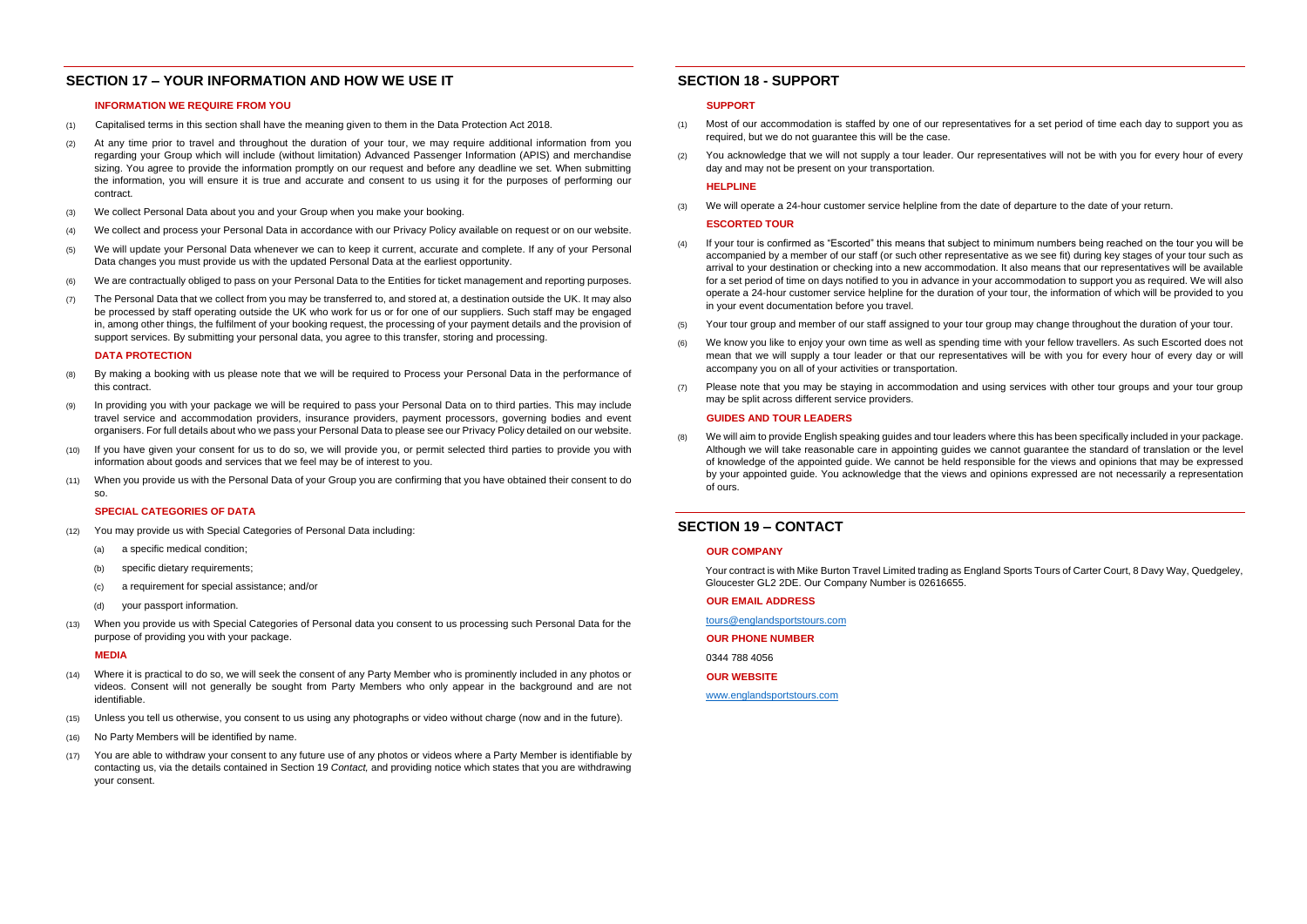## SECTION 17 – YOUR INFORMATION AND HOW WE USE IT

### INFORMATION WE REQUIRE FROM YOU

(1) Capitalised terms in this section shall have the meaning given to them in the Data Protection Act 2018.

(2) At any time prior to travel and throughout the duration of your tour, we may require additional information from you regarding your Group which will include (without limitation) Advanced Passenger Information (APIS) and merchandise sizing. You agree to provide the information promptly on our request and before any deadline we set. When submitting the information, you will ensure it is true and accurate and consent to us using it for the purposes of performing our contract.

(3) We collect Personal Data about you and your Group when you make your booking.

(4) We collect and process your Personal Data in accordance with our Privacy Policy available on request or on our website.

(5) We will update your Personal Data whenever we can to keep it current, accurate and complete. If any of your Personal Data changes you must provide us with the updated Personal Data at the earliest opportunity.

(6) We are contractually obliged to pass on your Personal Data to the Entities for ticket management and reporting purposes.

(7) The Personal Data that we collect from you may be transferred to, and stored at, a destination outside the UK. It may also be processed by staff operating outside the UK who work for us or for one of our suppliers. Such staff may be engaged in, among other things, the fulfilment of your booking request, the processing of your payment details and the provision of support services. By submitting your personal data, you agree to this transfer, storing and processing.

### DATA PROTECTION

(8) By making a booking with us please note that we will be required to Process your Personal Data in the performance of this contract.

(9) In providing you with your package we will be required to pass your Personal Data on to third parties. This may include travel service and accommodation providers, insurance providers, payment processors, governing bodies and event organisers. For full details about who we pass your Personal Data to please see our Privacy Policy detailed on our website.

(10) If you have given your consent for us to do so, we will provide you, or permit selected third parties to provide you with information about goods and services that we feel may be of interest to you.

(11) When you provide us with the Personal Data of your Group you are confirming that you have obtained their consent to do so.

### SPECIAL CATEGORIES OF DATA

(12) You may provide us with Special Categories of Personal Data including:

(a) a specific medical condition;

(b) specific dietary requirements;

(c) a requirement for special assistance; and/or

(d) your passport information.

(13) When you provide us with Special Categories of Personal data you consent to us processing such Personal Data for the purpose of providing you with your package.

### MEDIA

(14) Where it is practical to do so, we will seek the consent of any Party Member who is prominently included in any photos or videos. Consent will not generally be sought from Party Members who only appear in the background and are not identifiable.

(15) Unless you tell us otherwise, you consent to us using any photographs or video without charge (now and in the future).

(16) No Party Members will be identified by name.

(17) You are able to withdraw your consent to any future use of any photos or videos where a Party Member is identifiable by contacting us, via the details contained in Section 19 *Contact,* and providing notice which states that you are withdrawing your consent.

## SECTION 18 - SUPPORT

### SUPPORT

(1) Most of our accommodation is staffed by one of our representatives for a set period of time each day to support you as required, but we do not guarantee this will be the case.

(2) You acknowledge that we will not supply a tour leader. Our representatives will not be with you for every hour of every day and may not be present on your transportation.

### HELPLINE

(3) We will operate a 24-hour customer service helpline from the date of departure to the date of your return.

### ESCORTED TOUR

(4) If your tour is confirmed as "Escorted" this means that subject to minimum numbers being reached on the tour you will be accompanied by a member of our staff (or such other representative as we see fit) during key stages of your tour such as arrival to your destination or checking into a new accommodation. It also means that our representatives will be available for a set period of time on days notified to you in advance in your accommodation to support you as required. We will also operate a 24-hour customer service helpline for the duration of your tour, the information of which will be provided to you in your event documentation before you travel.

(5) Your tour group and member of our staff assigned to your tour group may change throughout the duration of your tour.

(6) We know you like to enjoy your own time as well as spending time with your fellow travellers. As such Escorted does not mean that we will supply a tour leader or that our representatives will be with you for every hour of every day or will accompany you on all of your activities or transportation.

(7) Please note that you may be staying in accommodation and using services with other tour groups and your tour group may be split across different service providers.

### GUIDES AND TOUR LEADERS

(8) We will aim to provide English speaking guides and tour leaders where this has been specifically included in your package. Although we will take reasonable care in appointing guides we cannot guarantee the standard of translation or the level of knowledge of the appointed guide. We cannot be held responsible for the views and opinions that may be expressed by your appointed guide. You acknowledge that the views and opinions expressed are not necessarily a representation of ours.

## SECTION 19 – CONTACT

### OUR COMPANY

Your contract is with Mike Burton Travel Limited trading as England Sports Tours of Carter Court, 8 Davy Way, Quedgeley, Gloucester GL2 2DE. Our Company Number is 02616655.

### OUR EMAIL ADDRESS

tours@englandsportstours.com

### OUR PHONE NUMBER

0344 788 4056

### OUR WEBSITE

www.englandsportstours.com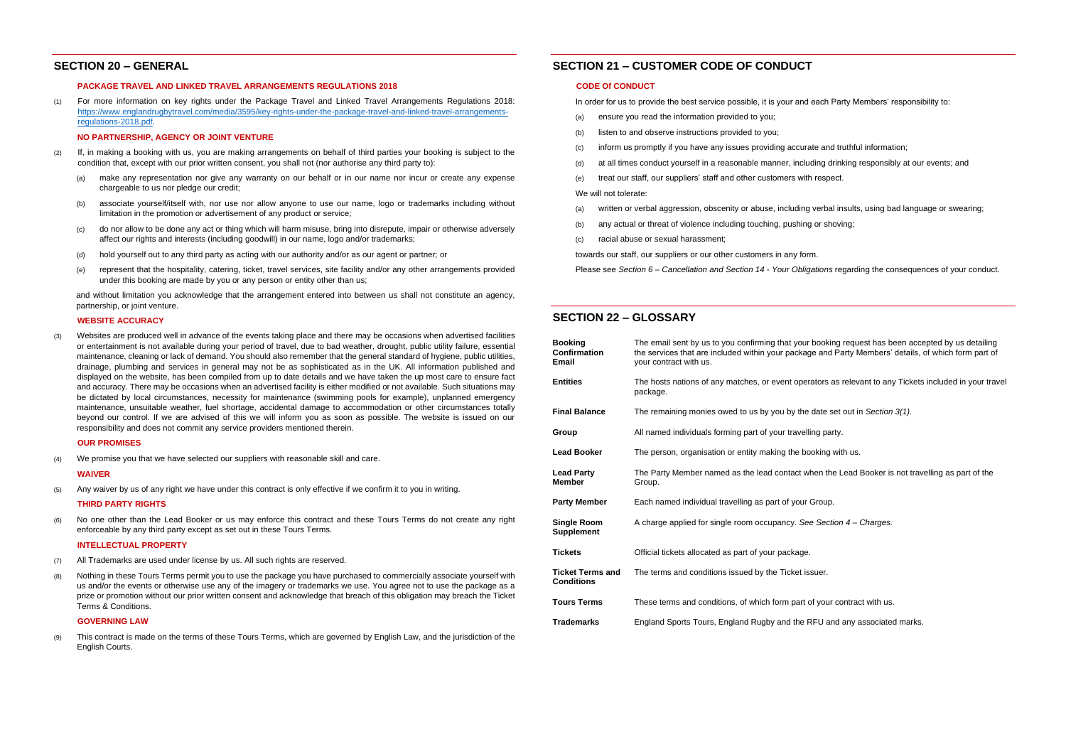## SECTION 20 – GENERAL

### PACKAGE TRAVEL AND LINKED TRAVEL ARRANGEMENTS REGULATIONS 2018

(1) For more information on key rights under the Package Travel and Linked Travel Arrangements Regulations 2018: https://www.englandrugbytravel.com/media/3595/key-rights-under-the-package-travel-and-linked-travel-arrangements-regulations-2018.pdf.

### NO PARTNERSHIP, AGENCY OR JOINT VENTURE

(2) If, in making a booking with us, you are making arrangements on behalf of third parties your booking is subject to the condition that, except with our prior written consent, you shall not (nor authorise any third party to):

(a) make any representation nor give any warranty on our behalf or in our name nor incur or create any expense chargeable to us nor pledge our credit;

(b) associate yourself/itself with, nor use nor allow anyone to use our name, logo or trademarks including without limitation in the promotion or advertisement of any product or service;

(c) do nor allow to be done any act or thing which will harm misuse, bring into disrepute, impair or otherwise adversely affect our rights and interests (including goodwill) in our name, logo and/or trademarks;

(d) hold yourself out to any third party as acting with our authority and/or as our agent or partner; or

(e) represent that the hospitality, catering, ticket, travel services, site facility and/or any other arrangements provided under this booking are made by you or any person or entity other than us;

and without limitation you acknowledge that the arrangement entered into between us shall not constitute an agency, partnership, or joint venture.

### WEBSITE ACCURACY

(3) Websites are produced well in advance of the events taking place and there may be occasions when advertised facilities or entertainment is not available during your period of travel, due to bad weather, drought, public utility failure, essential maintenance, cleaning or lack of demand. You should also remember that the general standard of hygiene, public utilities, drainage, plumbing and services in general may not be as sophisticated as in the UK. All information published and displayed on the website, has been compiled from up to date details and we have taken the up most care to ensure fact and accuracy. There may be occasions when an advertised facility is either modified or not available. Such situations may be dictated by local circumstances, necessity for maintenance (swimming pools for example), unplanned emergency maintenance, unsuitable weather, fuel shortage, accidental damage to accommodation or other circumstances totally beyond our control. If we are advised of this we will inform you as soon as possible. The website is issued on our responsibility and does not commit any service providers mentioned therein.

### OUR PROMISES

(4) We promise you that we have selected our suppliers with reasonable skill and care.

### WAIVER

(5) Any waiver by us of any right we have under this contract is only effective if we confirm it to you in writing.

### THIRD PARTY RIGHTS

(6) No one other than the Lead Booker or us may enforce this contract and these Tours Terms do not create any right enforceable by any third party except as set out in these Tours Terms.

### INTELLECTUAL PROPERTY

(7) All Trademarks are used under license by us. All such rights are reserved.

(8) Nothing in these Tours Terms permit you to use the package you have purchased to commercially associate yourself with us and/or the events or otherwise use any of the imagery or trademarks we use. You agree not to use the package as a prize or promotion without our prior written consent and acknowledge that breach of this obligation may breach the Ticket Terms & Conditions.

### GOVERNING LAW

(9) This contract is made on the terms of these Tours Terms, which are governed by English Law, and the jurisdiction of the English Courts.

## SECTION 21 – CUSTOMER CODE OF CONDUCT

### CODE Of CONDUCT

In order for us to provide the best service possible, it is your and each Party Members' responsibility to:

(a) ensure you read the information provided to you;

(b) listen to and observe instructions provided to you;

(c) inform us promptly if you have any issues providing accurate and truthful information;

(d) at all times conduct yourself in a reasonable manner, including drinking responsibly at our events; and

(e) treat our staff, our suppliers' staff and other customers with respect.

We will not tolerate:

(a) written or verbal aggression, obscenity or abuse, including verbal insults, using bad language or swearing;

(b) any actual or threat of violence including touching, pushing or shoving;

(c) racial abuse or sexual harassment;

towards our staff, our suppliers or our other customers in any form.

Please see *Section 6 – Cancellation and Section 14 - Your Obligations* regarding the consequences of your conduct.

## SECTION 22 – GLOSSARY

| | |
|---|---|
| **Booking Confirmation Email** | The email sent by us to you confirming that your booking request has been accepted by us detailing the services that are included within your package and Party Members' details, of which form part of your contract with us. |
| **Entities** | The hosts nations of any matches, or event operators as relevant to any Tickets included in your travel package. |
| **Final Balance** | The remaining monies owed to us by you by the date set out in *Section 3(1).* |
| **Group** | All named individuals forming part of your travelling party. |
| **Lead Booker** | The person, organisation or entity making the booking with us. |
| **Lead Party Member** | The Party Member named as the lead contact when the Lead Booker is not travelling as part of the Group. |
| **Party Member** | Each named individual travelling as part of your Group. |
| **Single Room Supplement** | A charge applied for single room occupancy. *See Section 4 – Charges.* |
| **Tickets** | Official tickets allocated as part of your package. |
| **Ticket Terms and Conditions** | The terms and conditions issued by the Ticket issuer. |
| **Tours Terms** | These terms and conditions, of which form part of your contract with us. |
| **Trademarks** | England Sports Tours, England Rugby and the RFU and any associated marks. |